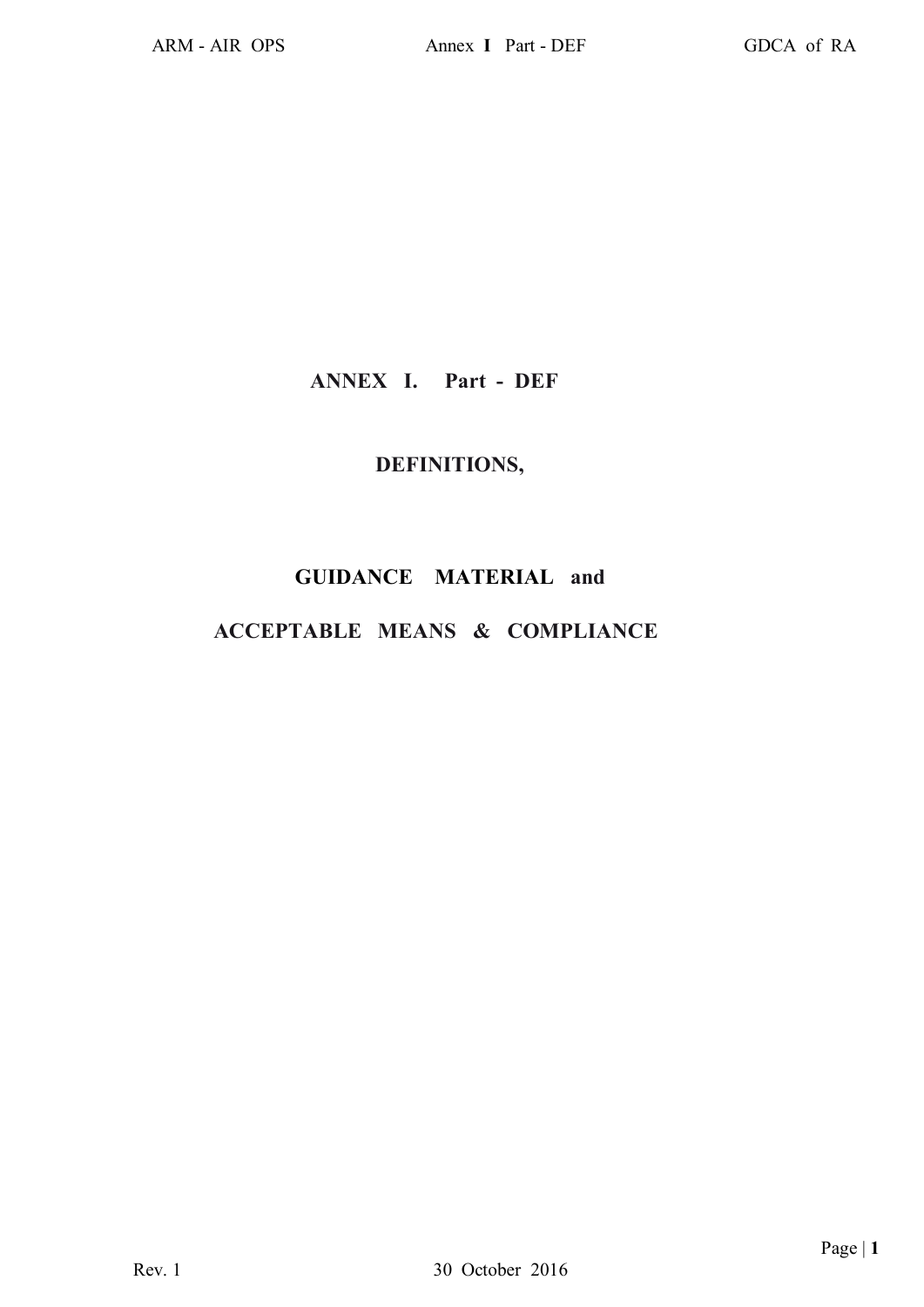# ANNEX I. Part - DEF

## DEFINITIONS,

## GUIDANCE MATERIAL and

## ACCEPTABLE MEANS & COMPLIANCE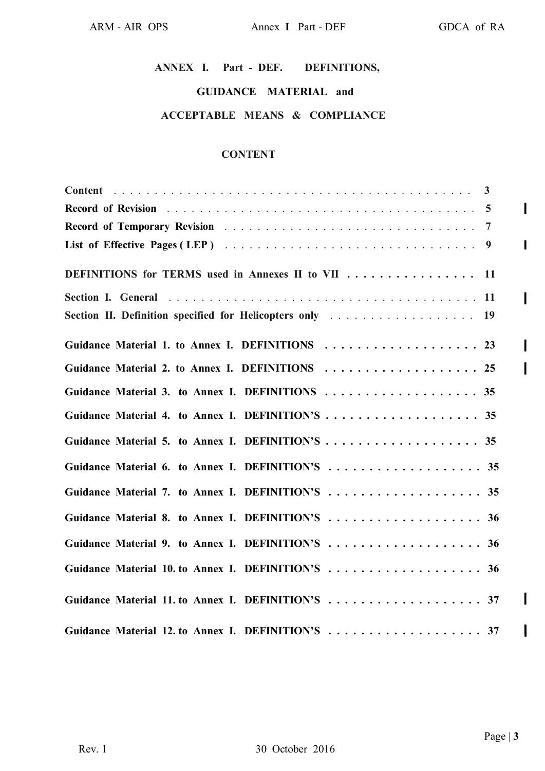# ANNEX I. Part - DEF. DEFINITIONS, GUIDANCE MATERIAL and ACCEPTABLE MEANS & COMPLIANCE

## CONTENT

| | |
|---|---|
| **Content** | 3 |
| **Record of Revision** | 5 |
| **Record of Temporary Revision** | 7 |
| **List of Effective Pages ( LEP )** | 9 |
| **DEFINITIONS for TERMS used in Annexes II to VII** | 11 |
| **Section I. General** | 11 |
| **Section II. Definition specified for Helicopters only** | 19 |
| **Guidance Material 1. to Annex I. DEFINITIONS** | 23 |
| **Guidance Material 2. to Annex I. DEFINITIONS** | 25 |
| **Guidance Material 3. to Annex I. DEFINITIONS** | 35 |
| **Guidance Material 4. to Annex I. DEFINITION'S** | 35 |
| **Guidance Material 5. to Annex I. DEFINITION'S** | 35 |
| **Guidance Material 6. to Annex I. DEFINITION'S** | 35 |
| **Guidance Material 7. to Annex I. DEFINITION'S** | 35 |
| **Guidance Material 8. to Annex I. DEFINITION'S** | 36 |
| **Guidance Material 9. to Annex I. DEFINITION'S** | 36 |
| **Guidance Material 10. to Annex I. DEFINITION'S** | 36 |
| **Guidance Material 11. to Annex I. DEFINITION'S** | 37 |
| **Guidance Material 12. to Annex I. DEFINITION'S** | 37 |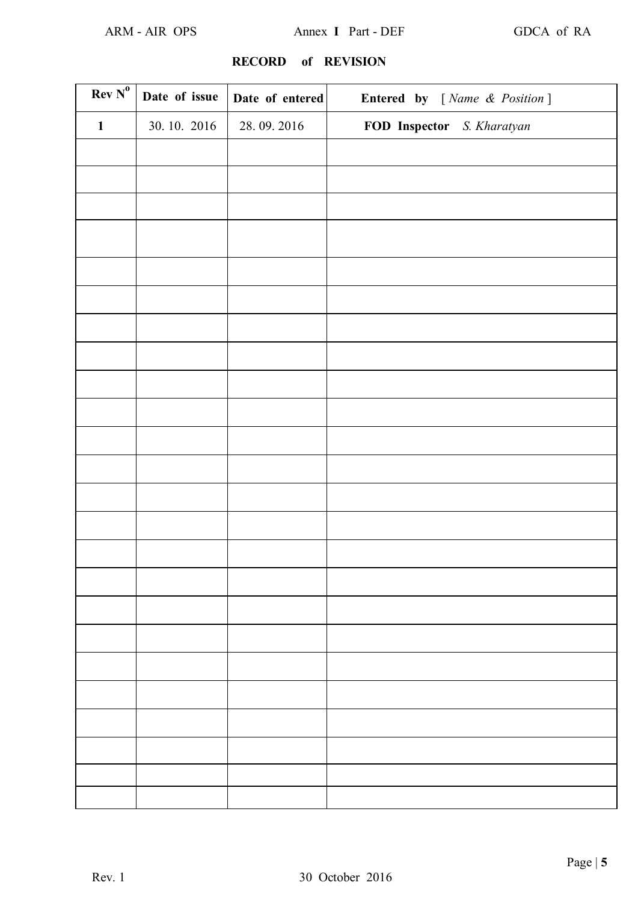**RECORD of REVISION**

| Rev N$^{o}$ | Date of issue | Date of entered | Entered by [ *Name & Position* ] |
|---|---|---|---|
| **1** | 30. 10. 2016 | 28. 09. 2016 | **FOD Inspector** *S. Kharatyan* |
| | | | |
| | | | |
| | | | |
| | | | |
| | | | |
| | | | |
| | | | |
| | | | |
| | | | |
| | | | |
| | | | |
| | | | |
| | | | |
| | | | |
| | | | |
| | | | |
| | | | |
| | | | |
| | | | |
| | | | |
| | | | |
| | | | |
| | | | |
| | | | |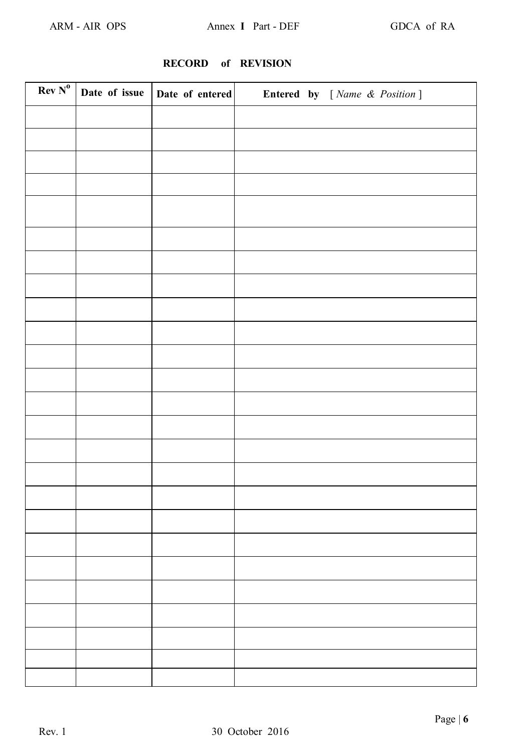**RECORD of REVISION**

| Rev $N^0$ | Date of issue | Date of entered | **Entered by** [ *Name & Position* ] |
|---|---|---|---|
| | | | |
| | | | |
| | | | |
| | | | |
| | | | |
| | | | |
| | | | |
| | | | |
| | | | |
| | | | |
| | | | |
| | | | |
| | | | |
| | | | |
| | | | |
| | | | |
| | | | |
| | | | |
| | | | |
| | | | |
| | | | |
| | | | |
| | | | |
| | | | |
| | | | |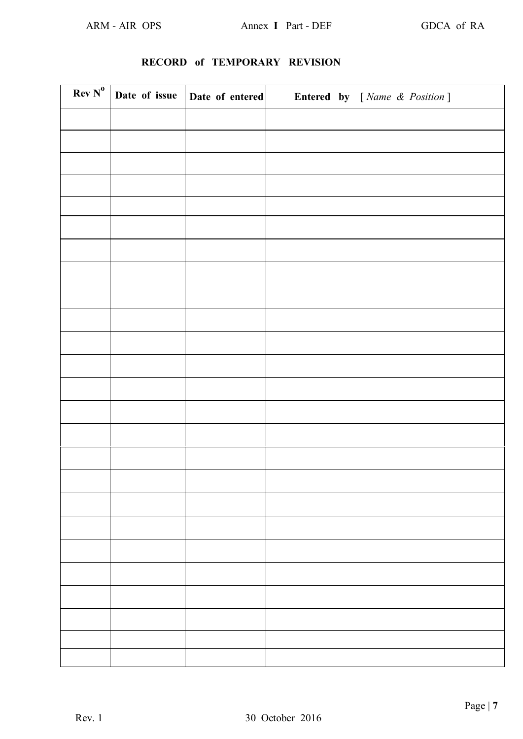**RECORD of TEMPORARY REVISION**

| Rev N$^{o}$ | Date of issue | Date of entered | **Entered by** [ *Name & Position* ] |
|---|---|---|---|
| | | | |
| | | | |
| | | | |
| | | | |
| | | | |
| | | | |
| | | | |
| | | | |
| | | | |
| | | | |
| | | | |
| | | | |
| | | | |
| | | | |
| | | | |
| | | | |
| | | | |
| | | | |
| | | | |
| | | | |
| | | | |
| | | | |
| | | | |
| | | | |
| | | | |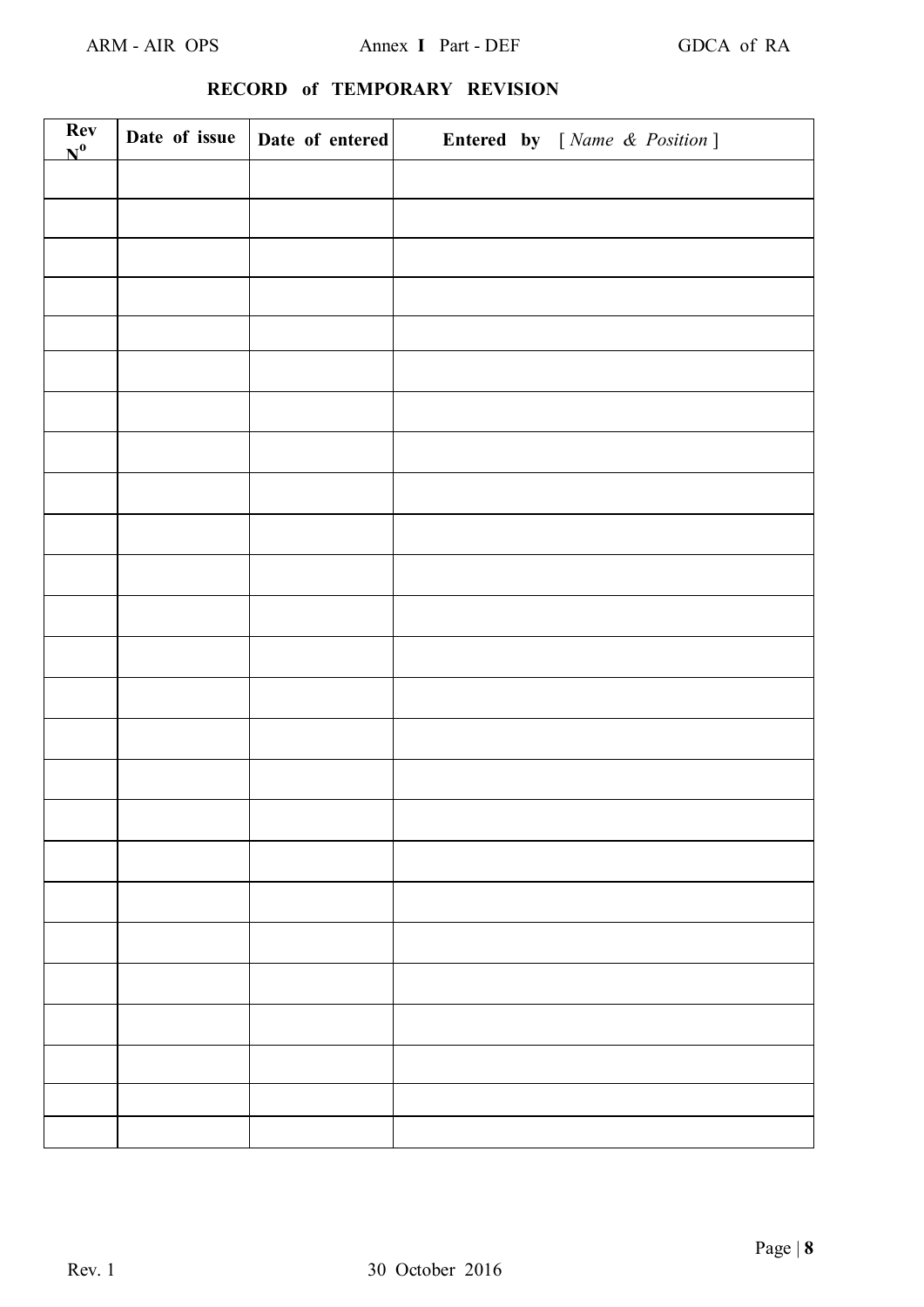## RECORD of TEMPORARY REVISION

| Rev Nº | Date of issue | Date of entered | **Entered by** [ *Name & Position* ] |
|---|---|---|---|
| | | | |
| | | | |
| | | | |
| | | | |
| | | | |
| | | | |
| | | | |
| | | | |
| | | | |
| | | | |
| | | | |
| | | | |
| | | | |
| | | | |
| | | | |
| | | | |
| | | | |
| | | | |
| | | | |
| | | | |
| | | | |
| | | | |
| | | | |
| | | | |
| | | | |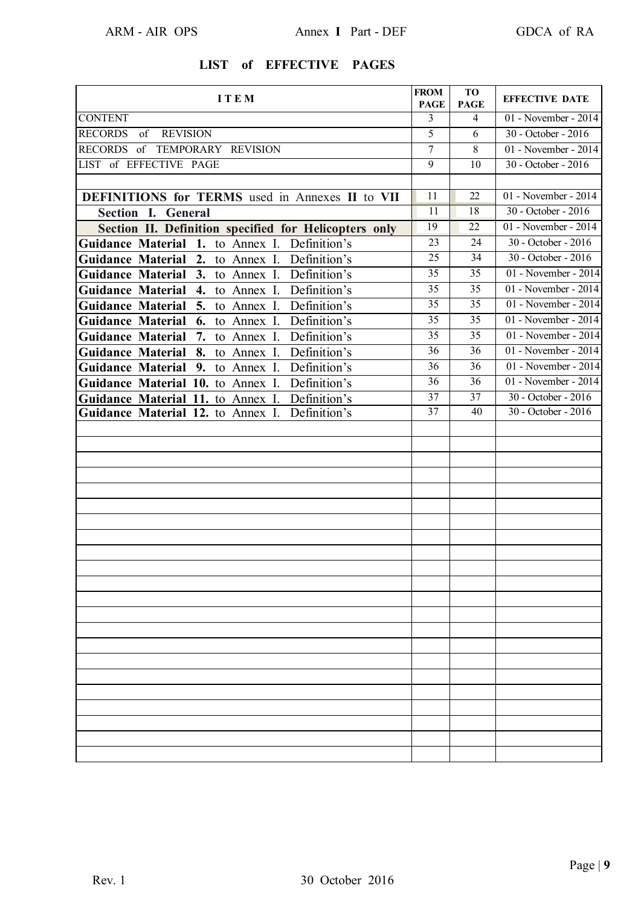## LIST of EFFECTIVE PAGES

| ITEM | FROM PAGE | TO PAGE | EFFECTIVE DATE |
|---|---|---|---|
| CONTENT | 3 | 4 | 01 - November - 2014 |
| RECORDS of REVISION | 5 | 6 | 30 - October - 2016 |
| RECORDS of TEMPORARY REVISION | 7 | 8 | 01 - November - 2014 |
| LIST of EFFECTIVE PAGE | 9 | 10 | 30 - October - 2016 |
| | | | |
| **DEFINITIONS for TERMS** used in Annexes **II** to **VII** | 11 | 22 | 01 - November - 2014 |
| **Section I. General** | 11 | 18 | 30 - October - 2016 |
| **Section II. Definition specified for Helicopters only** | 19 | 22 | 01 - November - 2014 |
| **Guidance Material 1.** to Annex I. Definition's | 23 | 24 | 30 - October - 2016 |
| **Guidance Material 2.** to Annex I. Definition's | 25 | 34 | 30 - October - 2016 |
| **Guidance Material 3.** to Annex I. Definition's | 35 | 35 | 01 - November - 2014 |
| **Guidance Material 4.** to Annex I. Definition's | 35 | 35 | 01 - November - 2014 |
| **Guidance Material 5.** to Annex I. Definition's | 35 | 35 | 01 - November - 2014 |
| **Guidance Material 6.** to Annex I. Definition's | 35 | 35 | 01 - November - 2014 |
| **Guidance Material 7.** to Annex I. Definition's | 35 | 35 | 01 - November - 2014 |
| **Guidance Material 8.** to Annex I. Definition's | 36 | 36 | 01 - November - 2014 |
| **Guidance Material 9.** to Annex I. Definition's | 36 | 36 | 01 - November - 2014 |
| **Guidance Material 10.** to Annex I. Definition's | 36 | 36 | 01 - November - 2014 |
| **Guidance Material 11.** to Annex I. Definition's | 37 | 37 | 30 - October - 2016 |
| **Guidance Material 12.** to Annex I. Definition's | 37 | 40 | 30 - October - 2016 |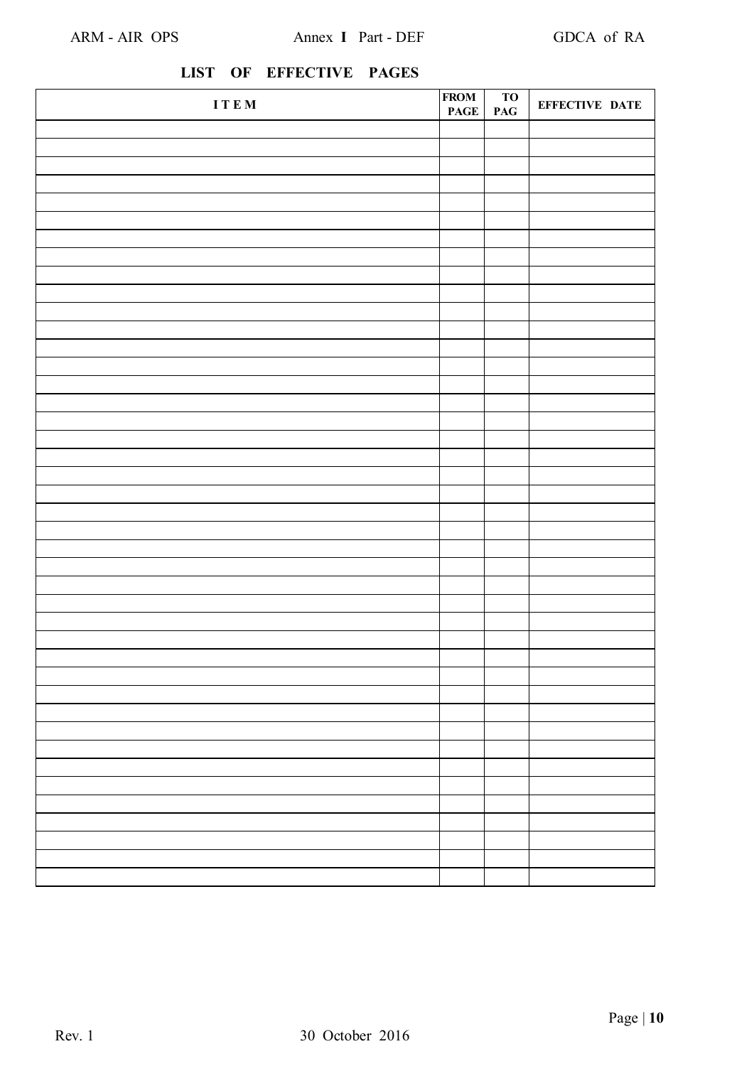## LIST OF EFFECTIVE PAGES

| I T E M | FROM PAGE | TO PAG | EFFECTIVE DATE |
|---|---|---|---|
| | | | |
| | | | |
| | | | |
| | | | |
| | | | |
| | | | |
| | | | |
| | | | |
| | | | |
| | | | |
| | | | |
| | | | |
| | | | |
| | | | |
| | | | |
| | | | |
| | | | |
| | | | |
| | | | |
| | | | |
| | | | |
| | | | |
| | | | |
| | | | |
| | | | |
| | | | |
| | | | |
| | | | |
| | | | |
| | | | |
| | | | |
| | | | |
| | | | |
| | | | |
| | | | |
| | | | |
| | | | |
| | | | |
| | | | |
| | | | |
| | | | |
| | | | |
| | | | |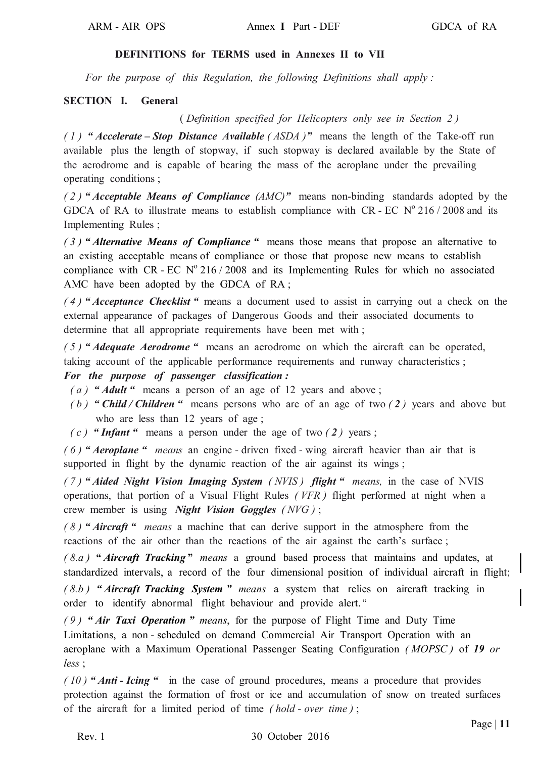**DEFINITIONS for TERMS used in Annexes II to VII**

*For the purpose of this Regulation, the following Definitions shall apply :*

**SECTION I. General**

( *Definition specified for Helicopters only see in Section 2* )

*( 1 )* ***" Accelerate – Stop Distance Available*** *( ASDA )* ***"*** means the length of the Take-off run available plus the length of stopway, if such stopway is declared available by the State of the aerodrome and is capable of bearing the mass of the aeroplane under the prevailing operating conditions ;

*( 2 )* ***" Acceptable Means of Compliance*** *(AMC)* ***"*** means non-binding standards adopted by the GDCA of RA to illustrate means to establish compliance with CR - EC N° 216 / 2008 and its Implementing Rules ;

*( 3 )* ***" Alternative Means of Compliance "*** means those means that propose an alternative to an existing acceptable means of compliance or those that propose new means to establish compliance with CR - EC N° 216 / 2008 and its Implementing Rules for which no associated AMC have been adopted by the GDCA of RA ;

*( 4 )* ***" Acceptance Checklist "*** means a document used to assist in carrying out a check on the external appearance of packages of Dangerous Goods and their associated documents to determine that all appropriate requirements have been met with ;

*( 5 )* ***" Adequate Aerodrome "*** means an aerodrome on which the aircraft can be operated, taking account of the applicable performance requirements and runway characteristics ;

***For the purpose of passenger classification :***

- *( a )* ***" Adult "*** means a person of an age of 12 years and above ;
- *( b )* ***" Child / Children "*** means persons who are of an age of two ***( 2 )*** years and above but who are less than 12 years of age ;
- *( c )* ***" Infant "*** means a person under the age of two ***( 2 )*** years ;

*( 6 )* ***" Aeroplane "*** *means* an engine - driven fixed - wing aircraft heavier than air that is supported in flight by the dynamic reaction of the air against its wings ;

*( 7 )* ***" Aided Night Vision Imaging System*** *( NVIS )* ***flight "*** *means,* in the case of NVIS operations, that portion of a Visual Flight Rules *( VFR )* flight performed at night when a crew member is using ***Night Vision Goggles*** *( NVG )* ;

*( 8 )* ***" Aircraft "*** *means* a machine that can derive support in the atmosphere from the reactions of the air other than the reactions of the air against the earth's surface ;

*( 8.a )* ***" Aircraft Tracking "*** *means* a ground based process that maintains and updates, at standardized intervals, a record of the four dimensional position of individual aircraft in flight;

*( 8.b )* ***" Aircraft Tracking System "*** *means* a system that relies on aircraft tracking in order to identify abnormal flight behaviour and provide alert. "

*( 9 )* ***" Air Taxi Operation "*** *means*, for the purpose of Flight Time and Duty Time Limitations, a non - scheduled on demand Commercial Air Transport Operation with an aeroplane with a Maximum Operational Passenger Seating Configuration *( MOPSC )* of ***19*** *or less* ;

*( 10 )* ***" Anti - Icing "*** in the case of ground procedures, means a procedure that provides protection against the formation of frost or ice and accumulation of snow on treated surfaces of the aircraft for a limited period of time *( hold - over time )* ;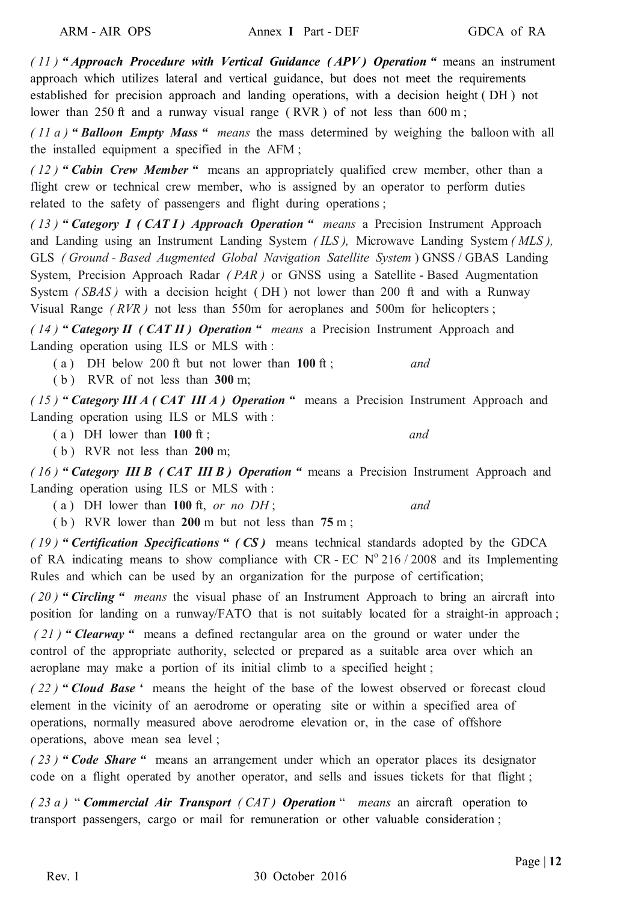*( 11 )* ***" Approach Procedure with Vertical Guidance ( APV ) Operation "*** means an instrument approach which utilizes lateral and vertical guidance, but does not meet the requirements established for precision approach and landing operations, with a decision height ( DH ) not lower than 250 ft and a runway visual range ( RVR ) of not less than 600 m ;

*( 11 a )* ***" Balloon Empty Mass "*** *means* the mass determined by weighing the balloon with all the installed equipment a specified in the AFM ;

*( 12 )* ***" Cabin Crew Member "*** means an appropriately qualified crew member, other than a flight crew or technical crew member, who is assigned by an operator to perform duties related to the safety of passengers and flight during operations ;

*( 13 )* ***" Category I ( CAT I ) Approach Operation "*** *means* a Precision Instrument Approach and Landing using an Instrument Landing System *( ILS ),* Microwave Landing System *( MLS ),* GLS *( Ground - Based Augmented Global Navigation Satellite System* ) GNSS / GBAS Landing System, Precision Approach Radar *( PAR )* or GNSS using a Satellite - Based Augmentation System *( SBAS )* with a decision height ( DH ) not lower than 200 ft and with a Runway Visual Range *( RVR )* not less than 550m for aeroplanes and 500m for helicopters ;

*( 14 )* ***" Category II ( CAT II ) Operation "*** *means* a Precision Instrument Approach and Landing operation using ILS or MLS with :

( a ) DH below 200 ft but not lower than **100** ft ; *and*

( b ) RVR of not less than **300** m;

*( 15 )* ***" Category III A ( CAT III A ) Operation "*** means a Precision Instrument Approach and Landing operation using ILS or MLS with :

( a ) DH lower than **100** ft ; *and*

( b ) RVR not less than **200** m;

*( 16 )* ***" Category III B ( CAT III B ) Operation "*** means a Precision Instrument Approach and Landing operation using ILS or MLS with :

( a ) DH lower than **100** ft, *or no DH* ; *and*

( b ) RVR lower than **200** m but not less than **75** m ;

*( 19 )* ***" Certification Specifications " ( CS )*** means technical standards adopted by the GDCA of RA indicating means to show compliance with CR - EC N$^{o}$ 216 / 2008 and its Implementing Rules and which can be used by an organization for the purpose of certification;

*( 20 )* ***" Circling "*** *means* the visual phase of an Instrument Approach to bring an aircraft into position for landing on a runway/FATO that is not suitably located for a straight-in approach ;

*( 21 )* ***" Clearway "*** means a defined rectangular area on the ground or water under the control of the appropriate authority, selected or prepared as a suitable area over which an aeroplane may make a portion of its initial climb to a specified height ;

*( 22 )* ***" Cloud Base '*** means the height of the base of the lowest observed or forecast cloud element in the vicinity of an aerodrome or operating site or within a specified area of operations, normally measured above aerodrome elevation or, in the case of offshore operations, above mean sea level ;

*( 23 )* ***" Code Share "*** means an arrangement under which an operator places its designator code on a flight operated by another operator, and sells and issues tickets for that flight ;

*( 23 a )* " ***Commercial Air Transport ( CAT ) Operation*** " *means* an aircraft operation to transport passengers, cargo or mail for remuneration or other valuable consideration ;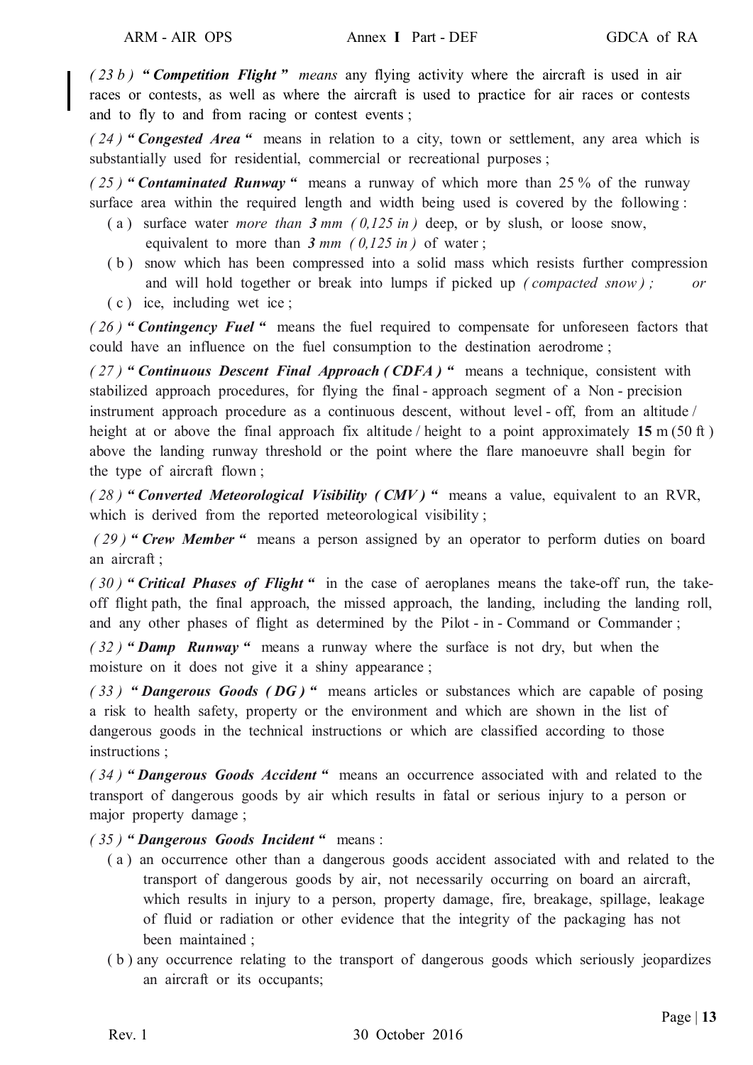*( 23 b )* ***" Competition Flight "*** *means* any flying activity where the aircraft is used in air races or contests, as well as where the aircraft is used to practice for air races or contests and to fly to and from racing or contest events ;

*( 24 )* ***" Congested Area "*** means in relation to a city, town or settlement, any area which is substantially used for residential, commercial or recreational purposes ;

*( 25 )* ***" Contaminated Runway "*** means a runway of which more than 25 % of the runway surface area within the required length and width being used is covered by the following :

- ( a ) surface water *more than **3** mm ( 0,125 in )* deep, or by slush, or loose snow, equivalent to more than ***3** mm ( 0,125 in )* of water ;
- ( b ) snow which has been compressed into a solid mass which resists further compression and will hold together or break into lumps if picked up *( compacted snow ) ;* *or*
- ( c ) ice, including wet ice ;

*( 26 )* ***" Contingency Fuel "*** means the fuel required to compensate for unforeseen factors that could have an influence on the fuel consumption to the destination aerodrome ;

*( 27 )* ***" Continuous Descent Final Approach ( CDFA ) "*** means a technique, consistent with stabilized approach procedures, for flying the final - approach segment of a Non - precision instrument approach procedure as a continuous descent, without level - off, from an altitude / height at or above the final approach fix altitude / height to a point approximately **15** m (50 ft ) above the landing runway threshold or the point where the flare manoeuvre shall begin for the type of aircraft flown ;

*( 28 )* ***" Converted Meteorological Visibility ( CMV ) "*** means a value, equivalent to an RVR, which is derived from the reported meteorological visibility ;

*( 29 )* ***" Crew Member "*** means a person assigned by an operator to perform duties on board an aircraft ;

*( 30 )* ***" Critical Phases of Flight "*** in the case of aeroplanes means the take-off run, the take-off flight path, the final approach, the missed approach, the landing, including the landing roll, and any other phases of flight as determined by the Pilot - in - Command or Commander ;

*( 32 )* ***" Damp Runway "*** means a runway where the surface is not dry, but when the moisture on it does not give it a shiny appearance ;

*( 33 )* ***" Dangerous Goods ( DG ) "*** means articles or substances which are capable of posing a risk to health safety, property or the environment and which are shown in the list of dangerous goods in the technical instructions or which are classified according to those instructions ;

*( 34 )* ***" Dangerous Goods Accident "*** means an occurrence associated with and related to the transport of dangerous goods by air which results in fatal or serious injury to a person or major property damage ;

*( 35 )* ***" Dangerous Goods Incident "*** means :

- ( a ) an occurrence other than a dangerous goods accident associated with and related to the transport of dangerous goods by air, not necessarily occurring on board an aircraft, which results in injury to a person, property damage, fire, breakage, spillage, leakage of fluid or radiation or other evidence that the integrity of the packaging has not been maintained ;
- ( b ) any occurrence relating to the transport of dangerous goods which seriously jeopardizes an aircraft or its occupants;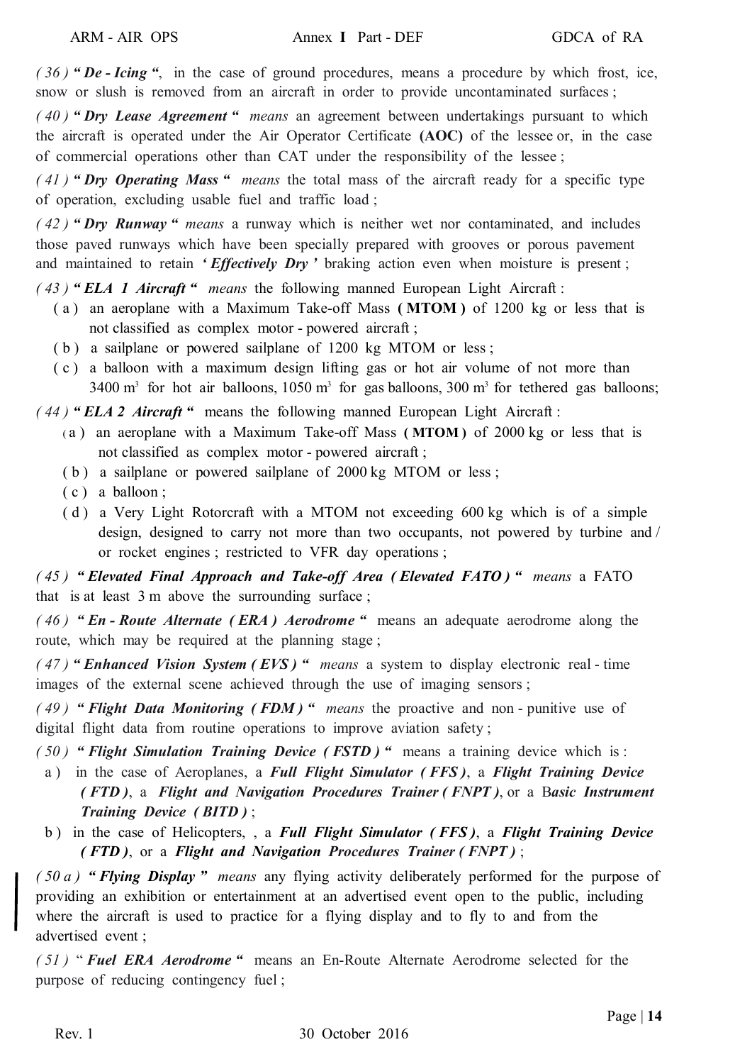*( 36 )* ***" De - Icing "***, in the case of ground procedures, means a procedure by which frost, ice, snow or slush is removed from an aircraft in order to provide uncontaminated surfaces ;

*( 40 )* ***" Dry Lease Agreement "*** *means* an agreement between undertakings pursuant to which the aircraft is operated under the Air Operator Certificate **(AOC)** of the lessee or, in the case of commercial operations other than CAT under the responsibility of the lessee ;

*( 41 )* ***" Dry Operating Mass "*** *means* the total mass of the aircraft ready for a specific type of operation, excluding usable fuel and traffic load ;

*( 42 )* ***" Dry Runway "*** *means* a runway which is neither wet nor contaminated, and includes those paved runways which have been specially prepared with grooves or porous pavement and maintained to retain ***' Effectively Dry '*** braking action even when moisture is present ;

*( 43 )* ***" ELA 1 Aircraft "*** *means* the following manned European Light Aircraft :

- ( a ) an aeroplane with a Maximum Take-off Mass **( MTOM )** of 1200 kg or less that is not classified as complex motor - powered aircraft ;
- ( b ) a sailplane or powered sailplane of 1200 kg MTOM or less ;
- ( c ) a balloon with a maximum design lifting gas or hot air volume of not more than 3400 $m^3$ for hot air balloons, 1050 $m^3$ for gas balloons, 300 $m^3$ for tethered gas balloons;

*( 44 )* ***" ELA 2 Aircraft "*** means the following manned European Light Aircraft :

- ( a ) an aeroplane with a Maximum Take-off Mass **( MTOM )** of 2000 kg or less that is not classified as complex motor - powered aircraft ;
- ( b ) a sailplane or powered sailplane of 2000 kg MTOM or less ;
- ( c ) a balloon ;
- ( d ) a Very Light Rotorcraft with a MTOM not exceeding 600 kg which is of a simple design, designed to carry not more than two occupants, not powered by turbine and / or rocket engines ; restricted to VFR day operations ;

*( 45 )* ***" Elevated Final Approach and Take-off Area ( Elevated FATO ) "*** *means* a FATO that is at least 3 m above the surrounding surface ;

*( 46 )* ***" En - Route Alternate ( ERA ) Aerodrome "*** means an adequate aerodrome along the route, which may be required at the planning stage ;

*( 47 )* ***" Enhanced Vision System ( EVS ) "*** *means* a system to display electronic real - time images of the external scene achieved through the use of imaging sensors ;

*( 49 )* ***" Flight Data Monitoring ( FDM ) "*** *means* the proactive and non - punitive use of digital flight data from routine operations to improve aviation safety ;

*( 50 )* ***" Flight Simulation Training Device ( FSTD ) "*** means a training device which is :

- a ) in the case of Aeroplanes, a ***Full Flight Simulator ( FFS )***, a ***Flight Training Device ( FTD )***, a ***Flight and Navigation Procedures Trainer ( FNPT )***, or a B***asic Instrument Training Device ( BITD )*** ;
- b ) in the case of Helicopters, , a ***Full Flight Simulator ( FFS )***, a ***Flight Training Device ( FTD )***, or a ***Flight and Navigation Procedures Trainer ( FNPT )*** ;

*( 50 a )* ***" Flying Display "*** *means* any flying activity deliberately performed for the purpose of providing an exhibition or entertainment at an advertised event open to the public, including where the aircraft is used to practice for a flying display and to fly to and from the advertised event ;

*( 51 )* " ***Fuel ERA Aerodrome "*** means an En-Route Alternate Aerodrome selected for the purpose of reducing contingency fuel ;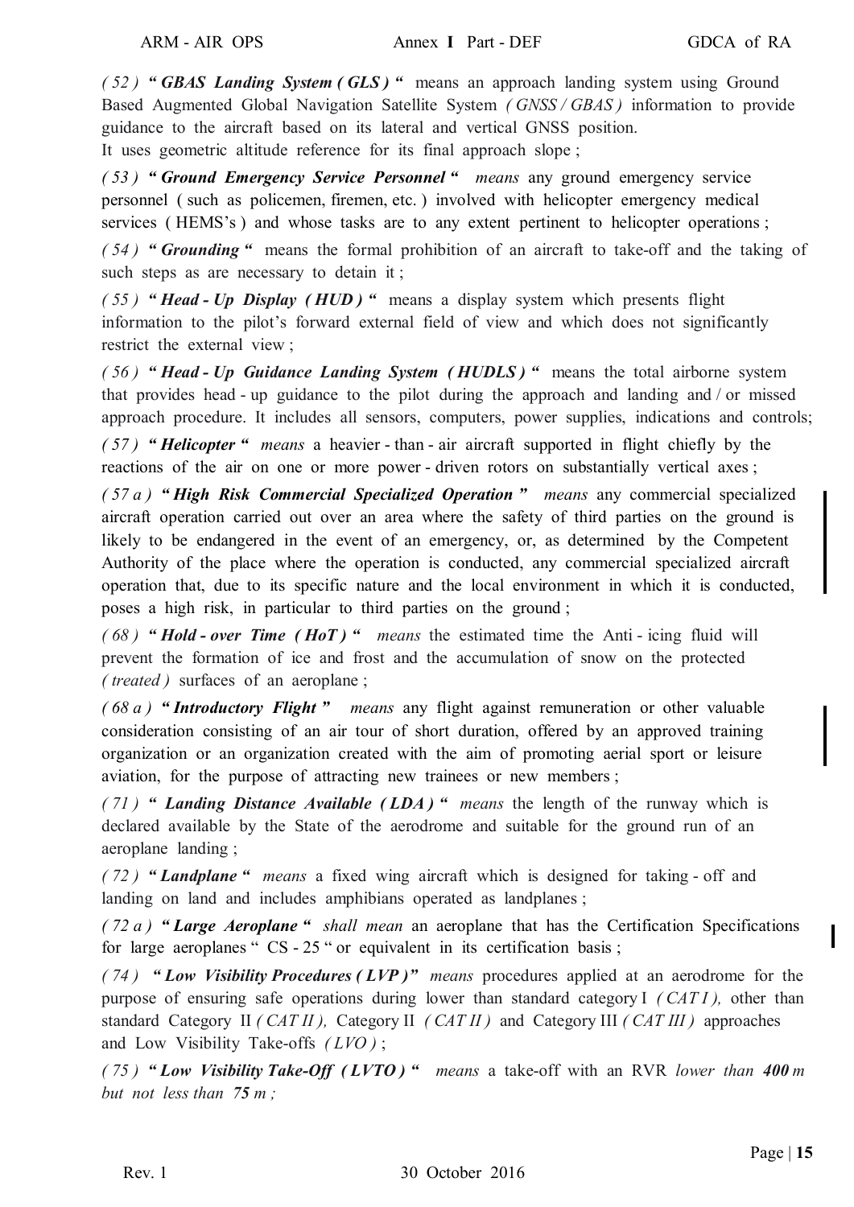*( 52 )* ***" GBAS Landing System ( GLS ) "*** means an approach landing system using Ground Based Augmented Global Navigation Satellite System *( GNSS / GBAS )* information to provide guidance to the aircraft based on its lateral and vertical GNSS position. It uses geometric altitude reference for its final approach slope ;

*( 53 )* ***" Ground Emergency Service Personnel "*** *means* any ground emergency service personnel ( such as policemen, firemen, etc. ) involved with helicopter emergency medical services ( HEMS's ) and whose tasks are to any extent pertinent to helicopter operations ;

*( 54 )* ***" Grounding "*** means the formal prohibition of an aircraft to take-off and the taking of such steps as are necessary to detain it ;

*( 55 )* ***" Head - Up Display ( HUD ) "*** means a display system which presents flight information to the pilot's forward external field of view and which does not significantly restrict the external view ;

*( 56 )* ***" Head - Up Guidance Landing System ( HUDLS ) "*** means the total airborne system that provides head - up guidance to the pilot during the approach and landing and / or missed approach procedure. It includes all sensors, computers, power supplies, indications and controls;

*( 57 )* ***" Helicopter "*** *means* a heavier - than - air aircraft supported in flight chiefly by the reactions of the air on one or more power - driven rotors on substantially vertical axes ;

*( 57 a )* ***" High Risk Commercial Specialized Operation "*** *means* any commercial specialized aircraft operation carried out over an area where the safety of third parties on the ground is likely to be endangered in the event of an emergency, or, as determined by the Competent Authority of the place where the operation is conducted, any commercial specialized aircraft operation that, due to its specific nature and the local environment in which it is conducted, poses a high risk, in particular to third parties on the ground ;

*( 68 )* ***" Hold - over Time ( HoT ) "*** *means* the estimated time the Anti - icing fluid will prevent the formation of ice and frost and the accumulation of snow on the protected *( treated )* surfaces of an aeroplane ;

*( 68 a )* ***" Introductory Flight "*** *means* any flight against remuneration or other valuable consideration consisting of an air tour of short duration, offered by an approved training organization or an organization created with the aim of promoting aerial sport or leisure aviation, for the purpose of attracting new trainees or new members ;

*( 71 )* ***" Landing Distance Available ( LDA ) "*** *means* the length of the runway which is declared available by the State of the aerodrome and suitable for the ground run of an aeroplane landing ;

*( 72 )* ***" Landplane "*** *means* a fixed wing aircraft which is designed for taking - off and landing on land and includes amphibians operated as landplanes ;

*( 72 a )* ***" Large Aeroplane "*** *shall mean* an aeroplane that has the Certification Specifications for large aeroplanes " CS - 25 " or equivalent in its certification basis ;

*( 74 )* ***" Low Visibility Procedures ( LVP ) "*** *means* procedures applied at an aerodrome for the purpose of ensuring safe operations during lower than standard category I *( CAT I ),* other than standard Category II *( CAT II ),* Category II *( CAT II )* and Category III *( CAT III )* approaches and Low Visibility Take-offs *( LVO )* ;

*( 75 )* ***" Low Visibility Take-Off ( LVTO ) "*** *means* a take-off with an RVR *lower than **400** m but not less than **75** m ;*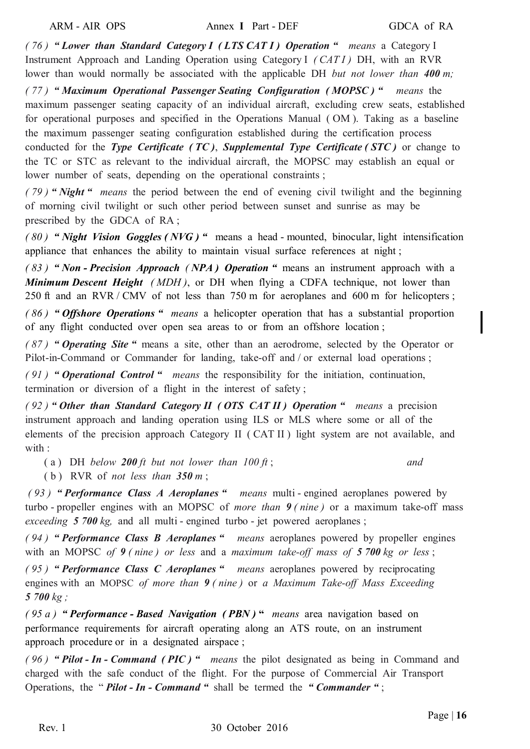*( 76 )* ***" Lower than Standard Category I ( LTS CAT I ) Operation "*** *means* a Category I Instrument Approach and Landing Operation using Category I *( CAT I )* DH, with an RVR lower than would normally be associated with the applicable DH *but not lower than **400** m;*

*( 77 )* ***" Maximum Operational Passenger Seating Configuration ( MOPSC ) "*** *means* the maximum passenger seating capacity of an individual aircraft, excluding crew seats, established for operational purposes and specified in the Operations Manual ( OM ). Taking as a baseline the maximum passenger seating configuration established during the certification process conducted for the ***Type Certificate ( TC )***, ***Supplemental Type Certificate ( STC )*** or change to the TC or STC as relevant to the individual aircraft, the MOPSC may establish an equal or lower number of seats, depending on the operational constraints ;

*( 79 )* ***" Night "*** *means* the period between the end of evening civil twilight and the beginning of morning civil twilight or such other period between sunset and sunrise as may be prescribed by the GDCA of RA ;

*( 80 )* ***" Night Vision Goggles ( NVG ) "*** means a head - mounted, binocular, light intensification appliance that enhances the ability to maintain visual surface references at night ;

*( 83 )* ***" Non - Precision Approach ( NPA ) Operation "*** means an instrument approach with a ***Minimum Descent Height*** *( MDH )*, or DH when flying a CDFA technique, not lower than 250 ft and an RVR / CMV of not less than 750 m for aeroplanes and 600 m for helicopters ;

*( 86 )* ***" Offshore Operations "*** *means* a helicopter operation that has a substantial proportion of any flight conducted over open sea areas to or from an offshore location ;

*( 87 )* ***" Operating Site "*** means a site, other than an aerodrome, selected by the Operator or Pilot-in-Command or Commander for landing, take-off and / or external load operations ;

*( 91 )* ***" Operational Control "*** *means* the responsibility for the initiation, continuation, termination or diversion of a flight in the interest of safety ;

*( 92 )* ***" Other than Standard Category II ( OTS CAT II ) Operation "*** *means* a precision instrument approach and landing operation using ILS or MLS where some or all of the elements of the precision approach Category II ( CAT II ) light system are not available, and with :

( a ) DH *below **200** ft but not lower than 100 ft* ; *and*

( b ) RVR of *not less than **350** m* ;

*( 93 )* ***" Performance Class A Aeroplanes "*** *means* multi - engined aeroplanes powered by turbo - propeller engines with an MOPSC of *more than **9** ( nine )* or a maximum take-off mass *exceeding **5 700** kg,* and all multi - engined turbo - jet powered aeroplanes ;

*( 94 )* ***" Performance Class B Aeroplanes "*** *means* aeroplanes powered by propeller engines with an MOPSC *of **9** ( nine ) or less* and a *maximum take-off mass of **5 700** kg or less* ;

*( 95 )* ***" Performance Class C Aeroplanes "*** *means* aeroplanes powered by reciprocating engines with an MOPSC *of more than **9** ( nine )* or *a Maximum Take-off Mass Exceeding **5 700** kg ;*

*( 95 a )* ***" Performance - Based Navigation ( PBN ) "*** *means* area navigation based on performance requirements for aircraft operating along an ATS route, on an instrument approach procedure or in a designated airspace ;

*( 96 )* ***" Pilot - In - Command ( PIC ) "*** *means* the pilot designated as being in Command and charged with the safe conduct of the flight. For the purpose of Commercial Air Transport Operations, the " ***Pilot - In - Command "*** shall be termed the ***" Commander "*** ;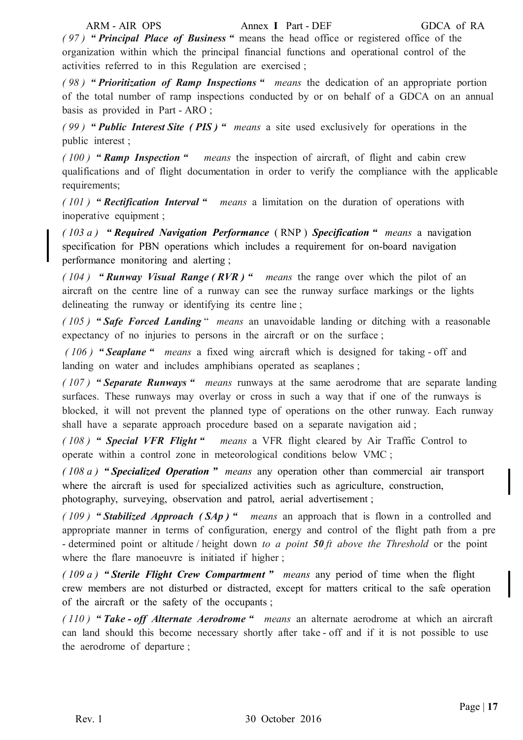*( 97 )* ***" Principal Place of Business "*** means the head office or registered office of the organization within which the principal financial functions and operational control of the activities referred to in this Regulation are exercised ;

*( 98 )* ***" Prioritization of Ramp Inspections "*** *means* the dedication of an appropriate portion of the total number of ramp inspections conducted by or on behalf of a GDCA on an annual basis as provided in Part - ARO ;

*( 99 )* ***" Public Interest Site ( PIS ) "*** *means* a site used exclusively for operations in the public interest ;

*( 100 )* ***" Ramp Inspection "*** *means* the inspection of aircraft, of flight and cabin crew qualifications and of flight documentation in order to verify the compliance with the applicable requirements;

*( 101 )* ***" Rectification Interval "*** *means* a limitation on the duration of operations with inoperative equipment ;

*( 103 a )* ***" Required Navigation Performance*** ( RNP ) ***Specification "*** *means* a navigation specification for PBN operations which includes a requirement for on-board navigation performance monitoring and alerting ;

*( 104 )* ***" Runway Visual Range ( RVR ) "*** *means* the range over which the pilot of an aircraft on the centre line of a runway can see the runway surface markings or the lights delineating the runway or identifying its centre line ;

*( 105 )* ***" Safe Forced Landing "*** *means* an unavoidable landing or ditching with a reasonable expectancy of no injuries to persons in the aircraft or on the surface ;

*( 106 )* ***" Seaplane "*** *means* a fixed wing aircraft which is designed for taking - off and landing on water and includes amphibians operated as seaplanes ;

*( 107 )* ***" Separate Runways "*** *means* runways at the same aerodrome that are separate landing surfaces. These runways may overlay or cross in such a way that if one of the runways is blocked, it will not prevent the planned type of operations on the other runway. Each runway shall have a separate approach procedure based on a separate navigation aid ;

*( 108 )* ***" Special VFR Flight "*** *means* a VFR flight cleared by Air Traffic Control to operate within a control zone in meteorological conditions below VMC ;

*( 108 a )* ***" Specialized Operation "*** *means* any operation other than commercial air transport where the aircraft is used for specialized activities such as agriculture, construction, photography, surveying, observation and patrol, aerial advertisement ;

*( 109 )* ***" Stabilized Approach ( SAp ) "*** *means* an approach that is flown in a controlled and appropriate manner in terms of configuration, energy and control of the flight path from a pre - determined point or altitude / height down *to a point **50** ft above the Threshold* or the point where the flare manoeuvre is initiated if higher ;

*( 109 a )* ***" Sterile Flight Crew Compartment "*** *means* any period of time when the flight crew members are not disturbed or distracted, except for matters critical to the safe operation of the aircraft or the safety of the occupants ;

*( 110 )* ***" Take - off Alternate Aerodrome "*** *means* an alternate aerodrome at which an aircraft can land should this become necessary shortly after take - off and if it is not possible to use the aerodrome of departure ;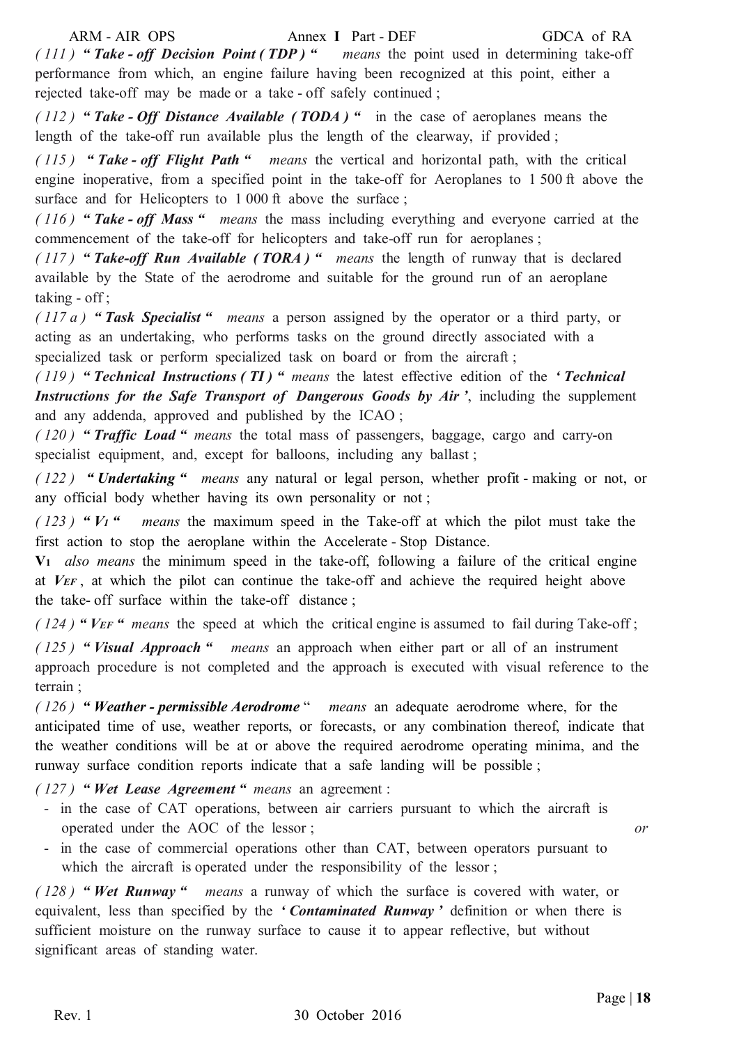*( 111 )* ***" Take - off Decision Point ( TDP ) "*** *means* the point used in determining take-off performance from which, an engine failure having been recognized at this point, either a rejected take-off may be made or a take - off safely continued ;

*( 112 )* ***" Take - Off Distance Available ( TODA ) "*** in the case of aeroplanes means the length of the take-off run available plus the length of the clearway, if provided ;

*( 115 )* ***" Take - off Flight Path "*** *means* the vertical and horizontal path, with the critical engine inoperative, from a specified point in the take-off for Aeroplanes to 1 500 ft above the surface and for Helicopters to 1 000 ft above the surface ;

*( 116 )* ***" Take - off Mass "*** *means* the mass including everything and everyone carried at the commencement of the take-off for helicopters and take-off run for aeroplanes ;

*( 117 )* ***" Take-off Run Available ( TORA ) "*** *means* the length of runway that is declared available by the State of the aerodrome and suitable for the ground run of an aeroplane taking - off ;

*( 117 a )* ***" Task Specialist "*** *means* a person assigned by the operator or a third party, or acting as an undertaking, who performs tasks on the ground directly associated with a specialized task or perform specialized task on board or from the aircraft ;

*( 119 )* ***" Technical Instructions ( TI ) "*** *means* the latest effective edition of the ***' Technical Instructions for the Safe Transport of Dangerous Goods by Air '***, including the supplement and any addenda, approved and published by the ICAO ;

*( 120 )* ***" Traffic Load "*** *means* the total mass of passengers, baggage, cargo and carry-on specialist equipment, and, except for balloons, including any ballast ;

*( 122 )* ***" Undertaking "*** *means* any natural or legal person, whether profit - making or not, or any official body whether having its own personality or not ;

*( 123 )* **"** $V_1$ **"** *means* the maximum speed in the Take-off at which the pilot must take the first action to stop the aeroplane within the Accelerate - Stop Distance.

$V_1$ *also means* the minimum speed in the take-off, following a failure of the critical engine at $V_{EF}$, at which the pilot can continue the take-off and achieve the required height above the take- off surface within the take-off distance ;

*( 124 )* **"** $V_{EF}$ **"** *means* the speed at which the critical engine is assumed to fail during Take-off ;

*( 125 )* ***" Visual Approach "*** *means* an approach when either part or all of an instrument approach procedure is not completed and the approach is executed with visual reference to the terrain ;

*( 126 )* ***" Weather - permissible Aerodrome "*** *means* an adequate aerodrome where, for the anticipated time of use, weather reports, or forecasts, or any combination thereof, indicate that the weather conditions will be at or above the required aerodrome operating minima, and the runway surface condition reports indicate that a safe landing will be possible ;

*( 127 )* ***" Wet Lease Agreement "*** *means* an agreement :

- in the case of CAT operations, between air carriers pursuant to which the aircraft is operated under the AOC of the lessor ; *or*
- in the case of commercial operations other than CAT, between operators pursuant to which the aircraft is operated under the responsibility of the lessor ;

*( 128 )* ***" Wet Runway "*** *means* a runway of which the surface is covered with water, or equivalent, less than specified by the ***' Contaminated Runway '*** definition or when there is sufficient moisture on the runway surface to cause it to appear reflective, but without significant areas of standing water.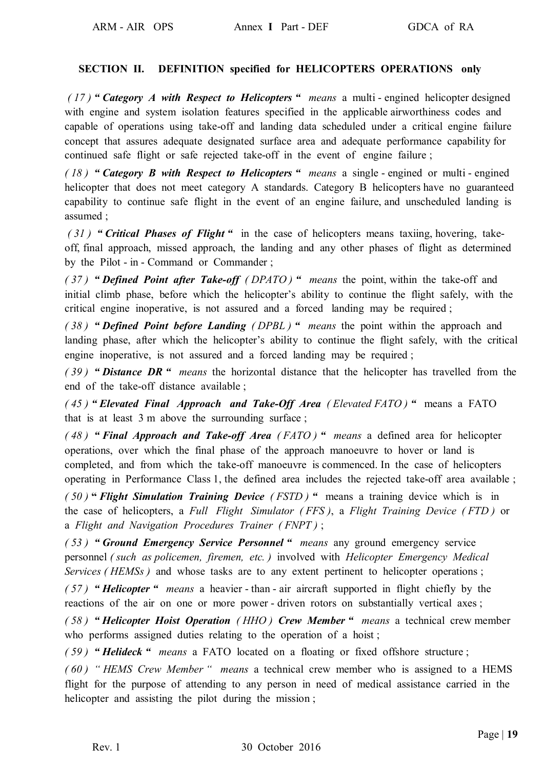### SECTION II. DEFINITION specified for HELICOPTERS OPERATIONS only

*( 17 )* **“ *Category A with Respect to Helicopters* “** *means* a multi - engined helicopter designed with engine and system isolation features specified in the applicable airworthiness codes and capable of operations using take-off and landing data scheduled under a critical engine failure concept that assures adequate designated surface area and adequate performance capability for continued safe flight or safe rejected take-off in the event of engine failure ;

*( 18 )* **“ *Category B with Respect to Helicopters* “** *means* a single - engined or multi - engined helicopter that does not meet category A standards. Category B helicopters have no guaranteed capability to continue safe flight in the event of an engine failure, and unscheduled landing is assumed ;

*( 31 )* **“ *Critical Phases of Flight* “** in the case of helicopters means taxiing, hovering, take-off, final approach, missed approach, the landing and any other phases of flight as determined by the Pilot - in - Command or Commander ;

*( 37 )* **“ *Defined Point after Take-off* ( *DPATO* ) “** *means* the point, within the take-off and initial climb phase, before which the helicopter’s ability to continue the flight safely, with the critical engine inoperative, is not assured and a forced landing may be required ;

*( 38 )* **“ *Defined Point before Landing* ( *DPBL* ) “** *means* the point within the approach and landing phase, after which the helicopter’s ability to continue the flight safely, with the critical engine inoperative, is not assured and a forced landing may be required ;

*( 39 )* **“ *Distance DR* “** *means* the horizontal distance that the helicopter has travelled from the end of the take-off distance available ;

*( 45 )* **“ *Elevated Final Approach and Take-Off Area* ( *Elevated FATO* ) “** means a FATO that is at least 3 m above the surrounding surface ;

*( 48 )* **“ *Final Approach and Take-off Area* ( *FATO* ) “** *means* a defined area for helicopter operations, over which the final phase of the approach manoeuvre to hover or land is completed, and from which the take-off manoeuvre is commenced. In the case of helicopters operating in Performance Class 1, the defined area includes the rejected take-off area available ;

*( 50 )* **“ *Flight Simulation Training Device* ( *FSTD* ) “** means a training device which is in the case of helicopters, a *Full Flight Simulator ( FFS )*, a *Flight Training Device ( FTD )* or a *Flight and Navigation Procedures Trainer ( FNPT )* ;

*( 53 )* **“ *Ground Emergency Service Personnel* “** *means* any ground emergency service personnel *( such as policemen, firemen, etc. )* involved with *Helicopter Emergency Medical Services ( HEMSs )* and whose tasks are to any extent pertinent to helicopter operations ;

*( 57 )* **“ *Helicopter* “** *means* a heavier - than - air aircraft supported in flight chiefly by the reactions of the air on one or more power - driven rotors on substantially vertical axes ;

*( 58 )* **“ *Helicopter Hoist Operation* ( *HHO* ) *Crew Member* “** *means* a technical crew member who performs assigned duties relating to the operation of a hoist ;

*( 59 )* **“ *Helideck* “** *means* a FATO located on a floating or fixed offshore structure ;

*( 60 )* *“ HEMS Crew Member “* *means* a technical crew member who is assigned to a HEMS flight for the purpose of attending to any person in need of medical assistance carried in the helicopter and assisting the pilot during the mission ;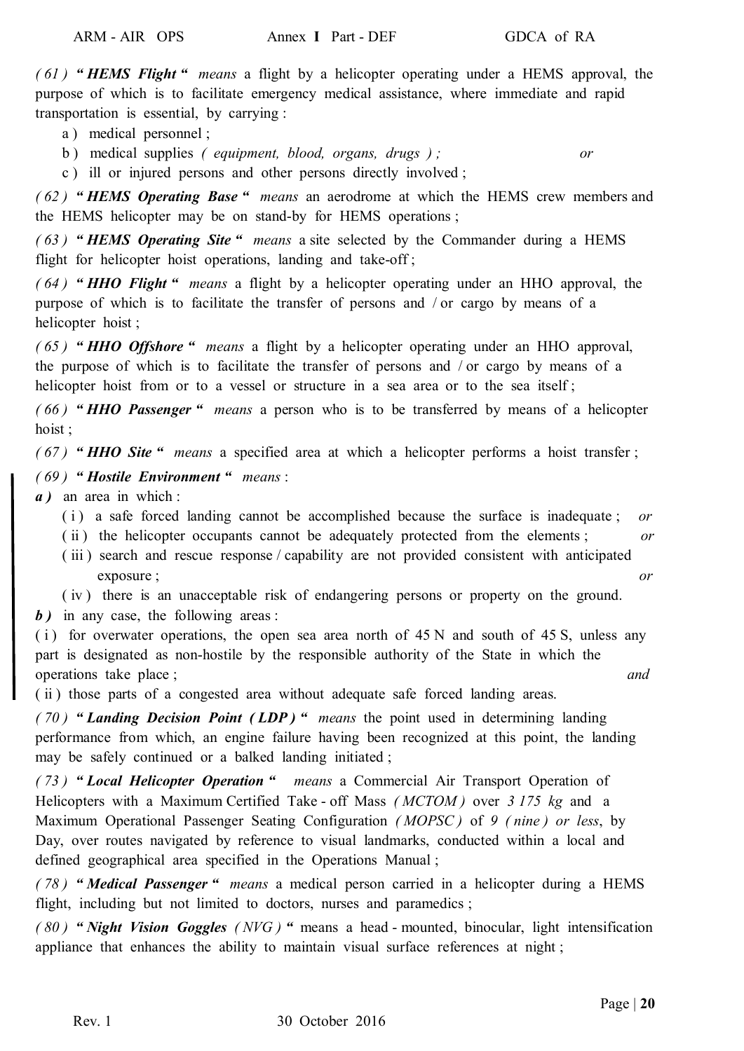*( 61 )* ***" HEMS Flight "*** *means* a flight by a helicopter operating under a HEMS approval, the purpose of which is to facilitate emergency medical assistance, where immediate and rapid transportation is essential, by carrying :

- a ) medical personnel ;
- b ) medical supplies *( equipment, blood, organs, drugs ) ;* *or*
- c ) ill or injured persons and other persons directly involved ;

*( 62 )* ***" HEMS Operating Base "*** *means* an aerodrome at which the HEMS crew members and the HEMS helicopter may be on stand-by for HEMS operations ;

*( 63 )* ***" HEMS Operating Site "*** *means* a site selected by the Commander during a HEMS flight for helicopter hoist operations, landing and take-off ;

*( 64 )* ***" HHO Flight "*** *means* a flight by a helicopter operating under an HHO approval, the purpose of which is to facilitate the transfer of persons and / or cargo by means of a helicopter hoist ;

*( 65 )* ***" HHO Offshore "*** *means* a flight by a helicopter operating under an HHO approval, the purpose of which is to facilitate the transfer of persons and / or cargo by means of a helicopter hoist from or to a vessel or structure in a sea area or to the sea itself ;

*( 66 )* ***" HHO Passenger "*** *means* a person who is to be transferred by means of a helicopter hoist ;

*( 67 )* ***" HHO Site "*** *means* a specified area at which a helicopter performs a hoist transfer ;

*( 69 )* ***" Hostile Environment "*** *means* :

***a )*** an area in which :

- ( i ) a safe forced landing cannot be accomplished because the surface is inadequate ; *or*
- ( ii ) the helicopter occupants cannot be adequately protected from the elements ; *or*
- ( iii ) search and rescue response / capability are not provided consistent with anticipated exposure ; *or*
- ( iv ) there is an unacceptable risk of endangering persons or property on the ground.

***b )*** in any case, the following areas :

( i ) for overwater operations, the open sea area north of 45 N and south of 45 S, unless any part is designated as non-hostile by the responsible authority of the State in which the operations take place ; *and*

( ii ) those parts of a congested area without adequate safe forced landing areas.

*( 70 )* ***" Landing Decision Point ( LDP ) "*** *means* the point used in determining landing performance from which, an engine failure having been recognized at this point, the landing may be safely continued or a balked landing initiated ;

*( 73 )* ***" Local Helicopter Operation "*** *means* a Commercial Air Transport Operation of Helicopters with a Maximum Certified Take - off Mass *( MCTOM )* over *3 175 kg* and a Maximum Operational Passenger Seating Configuration *( MOPSC )* of *9 ( nine ) or less*, by Day, over routes navigated by reference to visual landmarks, conducted within a local and defined geographical area specified in the Operations Manual ;

*( 78 )* ***" Medical Passenger "*** *means* a medical person carried in a helicopter during a HEMS flight, including but not limited to doctors, nurses and paramedics ;

*( 80 )* ***" Night Vision Goggles*** *( NVG )* **"** means a head - mounted, binocular, light intensification appliance that enhances the ability to maintain visual surface references at night ;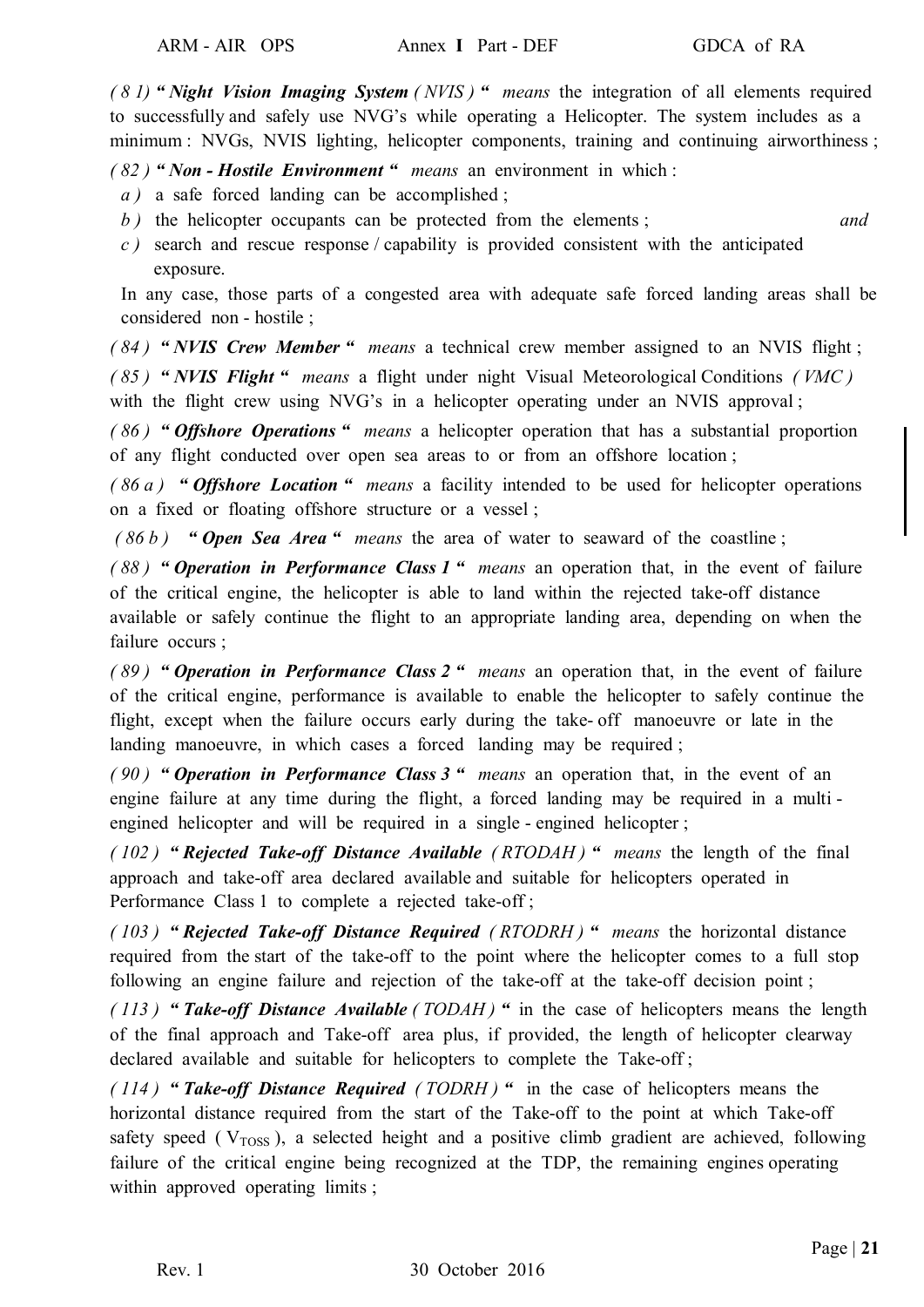*( 8 1)* ***" Night Vision Imaging System*** *( NVIS )* **"** *means* the integration of all elements required to successfully and safely use NVG's while operating a Helicopter. The system includes as a minimum : NVGs, NVIS lighting, helicopter components, training and continuing airworthiness ;

*( 82 )* ***" Non - Hostile Environment "*** *means* an environment in which :

*a )* a safe forced landing can be accomplished ;

*b )* the helicopter occupants can be protected from the elements ; *and*

*c )* search and rescue response / capability is provided consistent with the anticipated exposure.

In any case, those parts of a congested area with adequate safe forced landing areas shall be considered non - hostile ;

*( 84 )* ***" NVIS Crew Member "*** *means* a technical crew member assigned to an NVIS flight ;

*( 85 )* ***" NVIS Flight "*** *means* a flight under night Visual Meteorological Conditions *( VMC )* with the flight crew using NVG's in a helicopter operating under an NVIS approval ;

*( 86 )* ***" Offshore Operations "*** *means* a helicopter operation that has a substantial proportion of any flight conducted over open sea areas to or from an offshore location ;

*( 86 a )* ***" Offshore Location "*** *means* a facility intended to be used for helicopter operations on a fixed or floating offshore structure or a vessel ;

*( 86 b )* ***" Open Sea Area "*** *means* the area of water to seaward of the coastline ;

*( 88 )* ***" Operation in Performance Class 1 "*** *means* an operation that, in the event of failure of the critical engine, the helicopter is able to land within the rejected take-off distance available or safely continue the flight to an appropriate landing area, depending on when the failure occurs ;

*( 89 )* ***" Operation in Performance Class 2 "*** *means* an operation that, in the event of failure of the critical engine, performance is available to enable the helicopter to safely continue the flight, except when the failure occurs early during the take- off manoeuvre or late in the landing manoeuvre, in which cases a forced landing may be required ;

*( 90 )* ***" Operation in Performance Class 3 "*** *means* an operation that, in the event of an engine failure at any time during the flight, a forced landing may be required in a multi - engined helicopter and will be required in a single - engined helicopter ;

*( 102 )* ***" Rejected Take-off Distance Available*** *( RTODAH )* **"** *means* the length of the final approach and take-off area declared available and suitable for helicopters operated in Performance Class 1 to complete a rejected take-off ;

*( 103 )* ***" Rejected Take-off Distance Required*** *( RTODRH )* **"** *means* the horizontal distance required from the start of the take-off to the point where the helicopter comes to a full stop following an engine failure and rejection of the take-off at the take-off decision point ;

*( 113 )* ***" Take-off Distance Available*** *( TODAH )* **"** in the case of helicopters means the length of the final approach and Take-off area plus, if provided, the length of helicopter clearway declared available and suitable for helicopters to complete the Take-off ;

*( 114 )* ***" Take-off Distance Required*** *( TODRH )* **"** in the case of helicopters means the horizontal distance required from the start of the Take-off to the point at which Take-off safety speed ( $V_{TOSS}$ ), a selected height and a positive climb gradient are achieved, following failure of the critical engine being recognized at the TDP, the remaining engines operating within approved operating limits ;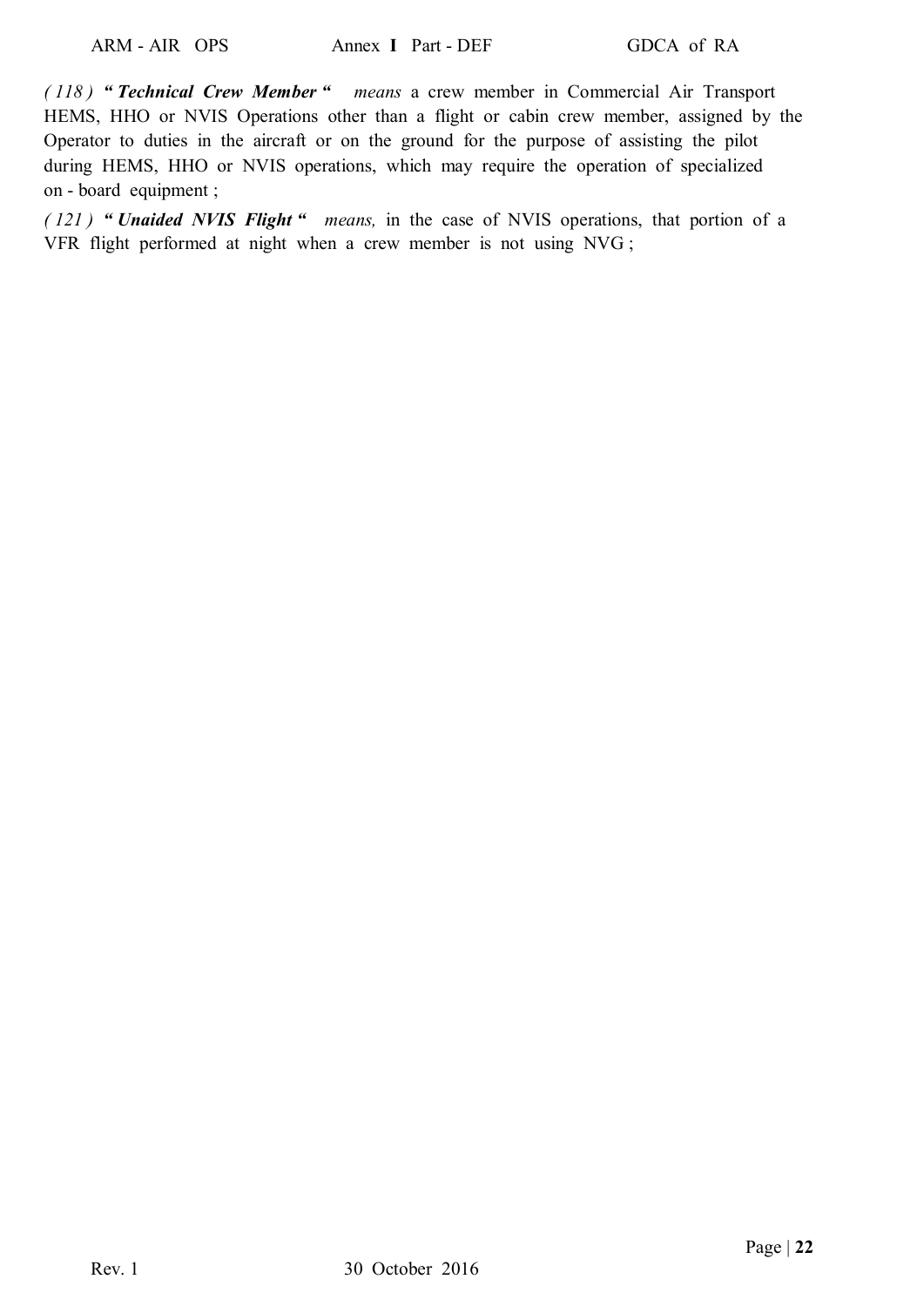*(118)* ***"Technical Crew Member"*** *means* a crew member in Commercial Air Transport HEMS, HHO or NVIS Operations other than a flight or cabin crew member, assigned by the Operator to duties in the aircraft or on the ground for the purpose of assisting the pilot during HEMS, HHO or NVIS operations, which may require the operation of specialized on-board equipment;

*(121)* ***"Unaided NVIS Flight"*** *means,* in the case of NVIS operations, that portion of a VFR flight performed at night when a crew member is not using NVG;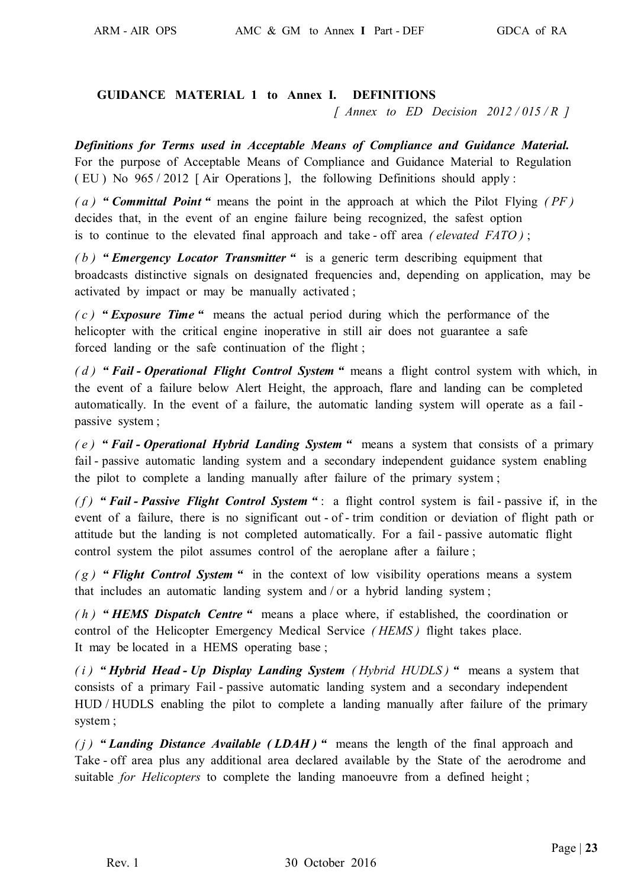## GUIDANCE MATERIAL 1 to Annex I. DEFINITIONS

*[ Annex to ED Decision 2012 / 015 / R ]*

***Definitions for Terms used in Acceptable Means of Compliance and Guidance Material.*** For the purpose of Acceptable Means of Compliance and Guidance Material to Regulation ( EU ) No 965 / 2012 [ Air Operations ], the following Definitions should apply :

*( a )* ***" Committal Point "*** means the point in the approach at which the Pilot Flying *( PF )* decides that, in the event of an engine failure being recognized, the safest option is to continue to the elevated final approach and take - off area *( elevated FATO )* ;

*( b )* ***" Emergency Locator Transmitter "*** is a generic term describing equipment that broadcasts distinctive signals on designated frequencies and, depending on application, may be activated by impact or may be manually activated ;

*( c )* ***" Exposure Time "*** means the actual period during which the performance of the helicopter with the critical engine inoperative in still air does not guarantee a safe forced landing or the safe continuation of the flight ;

*( d )* ***" Fail - Operational Flight Control System "*** means a flight control system with which, in the event of a failure below Alert Height, the approach, flare and landing can be completed automatically. In the event of a failure, the automatic landing system will operate as a fail - passive system ;

*( e )* ***" Fail - Operational Hybrid Landing System "*** means a system that consists of a primary fail - passive automatic landing system and a secondary independent guidance system enabling the pilot to complete a landing manually after failure of the primary system ;

*( f )* ***" Fail - Passive Flight Control System "*** : a flight control system is fail - passive if, in the event of a failure, there is no significant out - of - trim condition or deviation of flight path or attitude but the landing is not completed automatically. For a fail - passive automatic flight control system the pilot assumes control of the aeroplane after a failure ;

*( g )* ***" Flight Control System "*** in the context of low visibility operations means a system that includes an automatic landing system and / or a hybrid landing system ;

*( h )* ***" HEMS Dispatch Centre "*** means a place where, if established, the coordination or control of the Helicopter Emergency Medical Service *( HEMS )* flight takes place. It may be located in a HEMS operating base ;

*( i )* ***" Hybrid Head - Up Display Landing System*** *( Hybrid HUDLS )* ***"*** means a system that consists of a primary Fail - passive automatic landing system and a secondary independent HUD / HUDLS enabling the pilot to complete a landing manually after failure of the primary system ;

*( j )* ***" Landing Distance Available ( LDAH ) "*** means the length of the final approach and Take - off area plus any additional area declared available by the State of the aerodrome and suitable *for Helicopters* to complete the landing manoeuvre from a defined height ;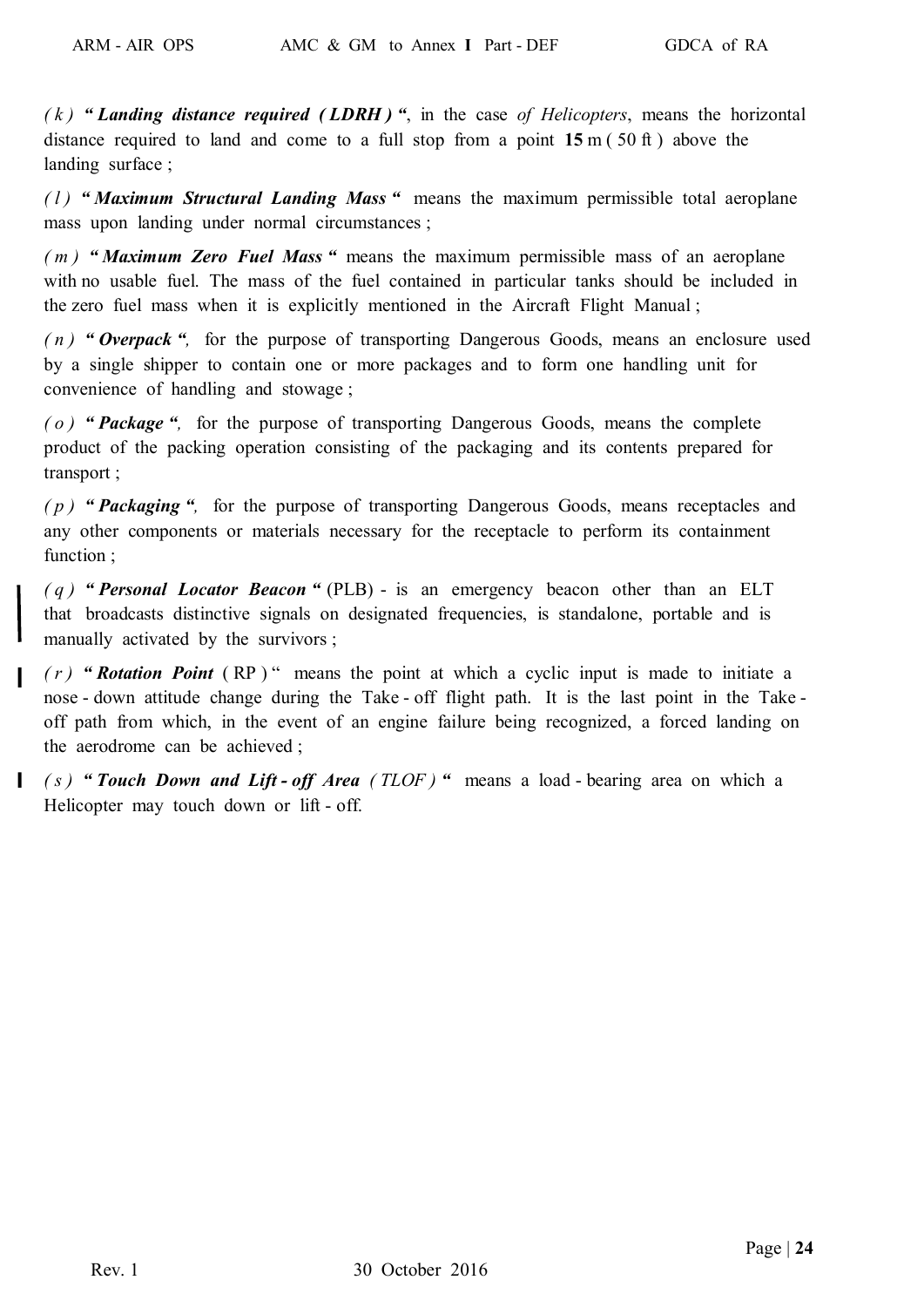*(k)* ***" Landing distance required (LDRH) "***, in the case *of Helicopters*, means the horizontal distance required to land and come to a full stop from a point **15** m (50 ft) above the landing surface ;

*(l)* ***" Maximum Structural Landing Mass "*** means the maximum permissible total aeroplane mass upon landing under normal circumstances ;

*(m)* ***" Maximum Zero Fuel Mass "*** means the maximum permissible mass of an aeroplane with no usable fuel. The mass of the fuel contained in particular tanks should be included in the zero fuel mass when it is explicitly mentioned in the Aircraft Flight Manual ;

*(n)* ***" Overpack ",*** for the purpose of transporting Dangerous Goods, means an enclosure used by a single shipper to contain one or more packages and to form one handling unit for convenience of handling and stowage ;

*(o)* ***" Package ",*** for the purpose of transporting Dangerous Goods, means the complete product of the packing operation consisting of the packaging and its contents prepared for transport ;

*(p)* ***" Packaging ",*** for the purpose of transporting Dangerous Goods, means receptacles and any other components or materials necessary for the receptacle to perform its containment function ;

*(q)* ***" Personal Locator Beacon "*** (PLB) - is an emergency beacon other than an ELT that broadcasts distinctive signals on designated frequencies, is standalone, portable and is manually activated by the survivors ;

*(r)* ***" Rotation Point*** (RP) " means the point at which a cyclic input is made to initiate a nose - down attitude change during the Take - off flight path. It is the last point in the Take - off path from which, in the event of an engine failure being recognized, a forced landing on the aerodrome can be achieved ;

*(s)* ***" Touch Down and Lift - off Area*** *(TLOF)* **"** means a load - bearing area on which a Helicopter may touch down or lift - off.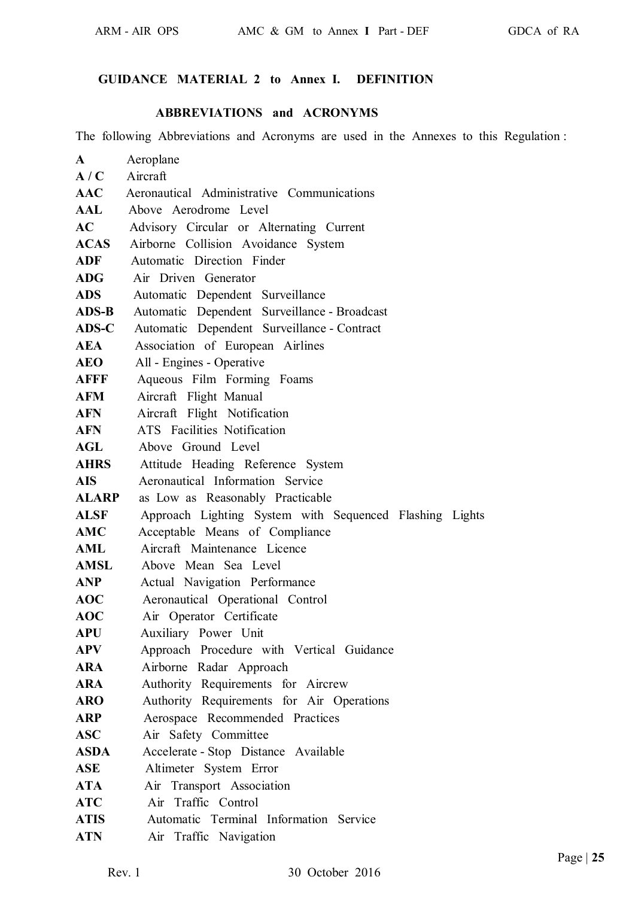## GUIDANCE MATERIAL 2 to Annex I. DEFINITION

### ABBREVIATIONS and ACRONYMS

The following Abbreviations and Acronyms are used in the Annexes to this Regulation :

| | |
|---|---|
| **A** | Aeroplane |
| **A / C** | Aircraft |
| **AAC** | Aeronautical Administrative Communications |
| **AAL** | Above Aerodrome Level |
| **AC** | Advisory Circular or Alternating Current |
| **ACAS** | Airborne Collision Avoidance System |
| **ADF** | Automatic Direction Finder |
| **ADG** | Air Driven Generator |
| **ADS** | Automatic Dependent Surveillance |
| **ADS-B** | Automatic Dependent Surveillance - Broadcast |
| **ADS-C** | Automatic Dependent Surveillance - Contract |
| **AEA** | Association of European Airlines |
| **AEO** | All - Engines - Operative |
| **AFFF** | Aqueous Film Forming Foams |
| **AFM** | Aircraft Flight Manual |
| **AFN** | Aircraft Flight Notification |
| **AFN** | ATS Facilities Notification |
| **AGL** | Above Ground Level |
| **AHRS** | Attitude Heading Reference System |
| **AIS** | Aeronautical Information Service |
| **ALARP** | as Low as Reasonably Practicable |
| **ALSF** | Approach Lighting System with Sequenced Flashing Lights |
| **AMC** | Acceptable Means of Compliance |
| **AML** | Aircraft Maintenance Licence |
| **AMSL** | Above Mean Sea Level |
| **ANP** | Actual Navigation Performance |
| **AOC** | Aeronautical Operational Control |
| **AOC** | Air Operator Certificate |
| **APU** | Auxiliary Power Unit |
| **APV** | Approach Procedure with Vertical Guidance |
| **ARA** | Airborne Radar Approach |
| **ARA** | Authority Requirements for Aircrew |
| **ARO** | Authority Requirements for Air Operations |
| **ARP** | Aerospace Recommended Practices |
| **ASC** | Air Safety Committee |
| **ASDA** | Accelerate - Stop Distance Available |
| **ASE** | Altimeter System Error |
| **ATA** | Air Transport Association |
| **ATC** | Air Traffic Control |
| **ATIS** | Automatic Terminal Information Service |
| **ATN** | Air Traffic Navigation |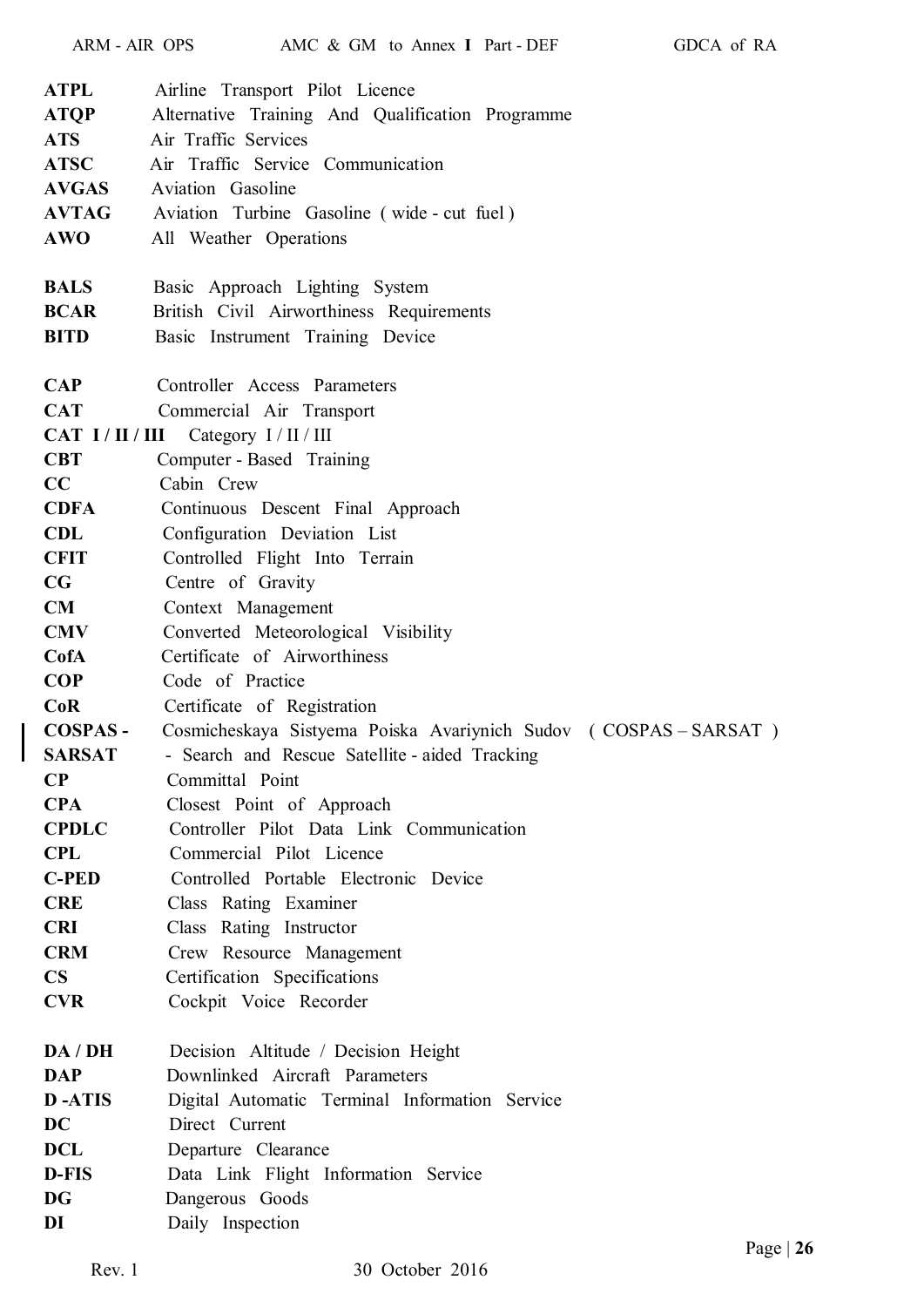**ATPL** Airline Transport Pilot Licence
**ATQP** Alternative Training And Qualification Programme
**ATS** Air Traffic Services
**ATSC** Air Traffic Service Communication
**AVGAS** Aviation Gasoline
**AVTAG** Aviation Turbine Gasoline ( wide - cut fuel )
**AWO** All Weather Operations

**BALS** Basic Approach Lighting System
**BCAR** British Civil Airworthiness Requirements
**BITD** Basic Instrument Training Device

**CAP** Controller Access Parameters
**CAT** Commercial Air Transport
**CAT I / II / III** Category I / II / III
**CBT** Computer - Based Training
**CC** Cabin Crew
**CDFA** Continuous Descent Final Approach
**CDL** Configuration Deviation List
**CFIT** Controlled Flight Into Terrain
**CG** Centre of Gravity
**CM** Context Management
**CMV** Converted Meteorological Visibility
**CofA** Certificate of Airworthiness
**COP** Code of Practice
**CoR** Certificate of Registration
**COSPAS - SARSAT** Cosmicheskaya Sistyema Poiska Avariynich Sudov ( COSPAS – SARSAT ) - Search and Rescue Satellite - aided Tracking
**CP** Committal Point
**CPA** Closest Point of Approach
**CPDLC** Controller Pilot Data Link Communication
**CPL** Commercial Pilot Licence
**C-PED** Controlled Portable Electronic Device
**CRE** Class Rating Examiner
**CRI** Class Rating Instructor
**CRM** Crew Resource Management
**CS** Certification Specifications
**CVR** Cockpit Voice Recorder

**DA / DH** Decision Altitude / Decision Height
**DAP** Downlinked Aircraft Parameters
**D -ATIS** Digital Automatic Terminal Information Service
**DC** Direct Current
**DCL** Departure Clearance
**D-FIS** Data Link Flight Information Service
**DG** Dangerous Goods
**DI** Daily Inspection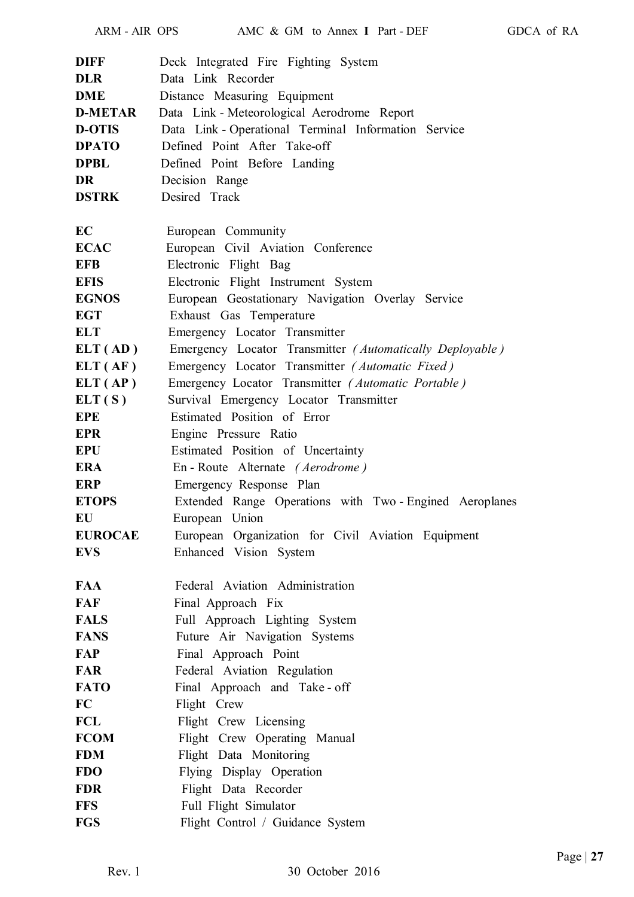| | |
|---|---|
| **DIFF** | Deck Integrated Fire Fighting System |
| **DLR** | Data Link Recorder |
| **DME** | Distance Measuring Equipment |
| **D-METAR** | Data Link - Meteorological Aerodrome Report |
| **D-OTIS** | Data Link - Operational Terminal Information Service |
| **DPATO** | Defined Point After Take-off |
| **DPBL** | Defined Point Before Landing |
| **DR** | Decision Range |
| **DSTRK** | Desired Track |
| | |
| **EC** | European Community |
| **ECAC** | European Civil Aviation Conference |
| **EFB** | Electronic Flight Bag |
| **EFIS** | Electronic Flight Instrument System |
| **EGNOS** | European Geostationary Navigation Overlay Service |
| **EGT** | Exhaust Gas Temperature |
| **ELT** | Emergency Locator Transmitter |
| **ELT ( AD )** | Emergency Locator Transmitter *( Automatically Deployable )* |
| **ELT ( AF )** | Emergency Locator Transmitter *( Automatic Fixed )* |
| **ELT ( AP )** | Emergency Locator Transmitter *( Automatic Portable )* |
| **ELT ( S )** | Survival Emergency Locator Transmitter |
| **EPE** | Estimated Position of Error |
| **EPR** | Engine Pressure Ratio |
| **EPU** | Estimated Position of Uncertainty |
| **ERA** | En - Route Alternate *( Aerodrome )* |
| **ERP** | Emergency Response Plan |
| **ETOPS** | Extended Range Operations with Two - Engined Aeroplanes |
| **EU** | European Union |
| **EUROCAE** | European Organization for Civil Aviation Equipment |
| **EVS** | Enhanced Vision System |
| | |
| **FAA** | Federal Aviation Administration |
| **FAF** | Final Approach Fix |
| **FALS** | Full Approach Lighting System |
| **FANS** | Future Air Navigation Systems |
| **FAP** | Final Approach Point |
| **FAR** | Federal Aviation Regulation |
| **FATO** | Final Approach and Take - off |
| **FC** | Flight Crew |
| **FCL** | Flight Crew Licensing |
| **FCOM** | Flight Crew Operating Manual |
| **FDM** | Flight Data Monitoring |
| **FDO** | Flying Display Operation |
| **FDR** | Flight Data Recorder |
| **FFS** | Full Flight Simulator |
| **FGS** | Flight Control / Guidance System |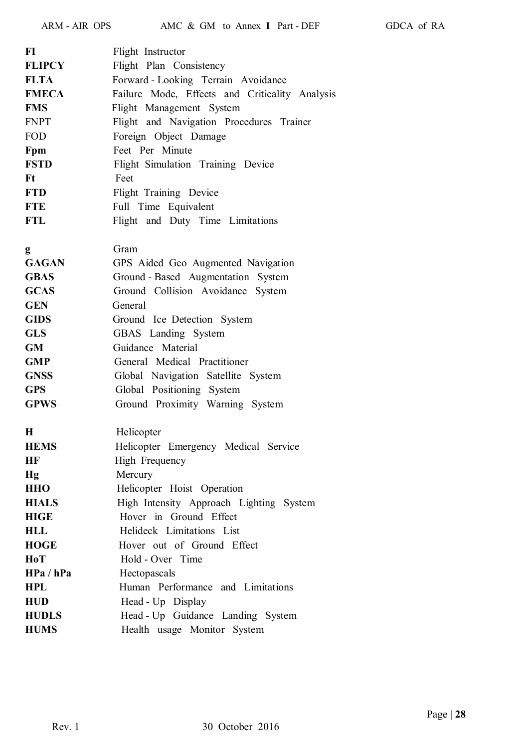| | |
|---|---|
| **FI** | Flight Instructor |
| **FLIPCY** | Flight Plan Consistency |
| **FLTA** | Forward - Looking Terrain Avoidance |
| **FMECA** | Failure Mode, Effects and Criticality Analysis |
| **FMS** | Flight Management System |
| FNPT | Flight and Navigation Procedures Trainer |
| FOD | Foreign Object Damage |
| **Fpm** | Feet Per Minute |
| **FSTD** | Flight Simulation Training Device |
| **Ft** | Feet |
| **FTD** | Flight Training Device |
| **FTE** | Full Time Equivalent |
| **FTL** | Flight and Duty Time Limitations |
| | |
| **g** | Gram |
| **GAGAN** | GPS Aided Geo Augmented Navigation |
| **GBAS** | Ground - Based Augmentation System |
| **GCAS** | Ground Collision Avoidance System |
| **GEN** | General |
| **GIDS** | Ground Ice Detection System |
| **GLS** | GBAS Landing System |
| **GM** | Guidance Material |
| **GMP** | General Medical Practitioner |
| **GNSS** | Global Navigation Satellite System |
| **GPS** | Global Positioning System |
| **GPWS** | Ground Proximity Warning System |
| | |
| **H** | Helicopter |
| **HEMS** | Helicopter Emergency Medical Service |
| **HF** | High Frequency |
| **Hg** | Mercury |
| **HHO** | Helicopter Hoist Operation |
| **HIALS** | High Intensity Approach Lighting System |
| **HIGE** | Hover in Ground Effect |
| **HLL** | Helideck Limitations List |
| **HOGE** | Hover out of Ground Effect |
| **HoT** | Hold - Over Time |
| **HPa / hPa** | Hectopascals |
| **HPL** | Human Performance and Limitations |
| **HUD** | Head - Up Display |
| **HUDLS** | Head - Up Guidance Landing System |
| **HUMS** | Health usage Monitor System |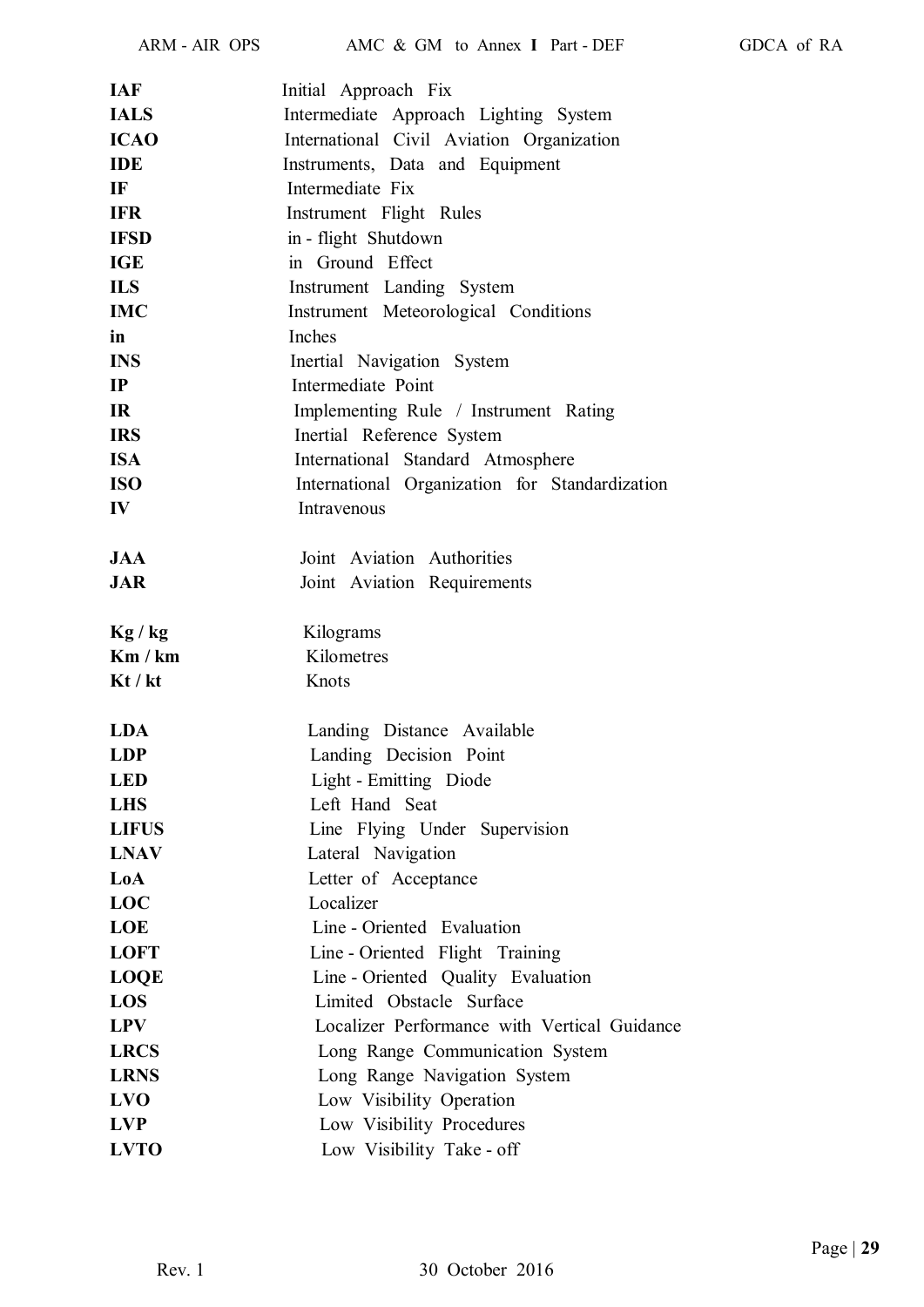| | |
|---|---|
| **IAF** | Initial Approach Fix |
| **IALS** | Intermediate Approach Lighting System |
| **ICAO** | International Civil Aviation Organization |
| **IDE** | Instruments, Data and Equipment |
| **IF** | Intermediate Fix |
| **IFR** | Instrument Flight Rules |
| **IFSD** | in - flight Shutdown |
| **IGE** | in Ground Effect |
| **ILS** | Instrument Landing System |
| **IMC** | Instrument Meteorological Conditions |
| **in** | Inches |
| **INS** | Inertial Navigation System |
| **IP** | Intermediate Point |
| **IR** | Implementing Rule / Instrument Rating |
| **IRS** | Inertial Reference System |
| **ISA** | International Standard Atmosphere |
| **ISO** | International Organization for Standardization |
| **IV** | Intravenous |
| | |
| **JAA** | Joint Aviation Authorities |
| **JAR** | Joint Aviation Requirements |
| | |
| **Kg / kg** | Kilograms |
| **Km / km** | Kilometres |
| **Kt / kt** | Knots |
| | |
| **LDA** | Landing Distance Available |
| **LDP** | Landing Decision Point |
| **LED** | Light - Emitting Diode |
| **LHS** | Left Hand Seat |
| **LIFUS** | Line Flying Under Supervision |
| **LNAV** | Lateral Navigation |
| **LoA** | Letter of Acceptance |
| **LOC** | Localizer |
| **LOE** | Line - Oriented Evaluation |
| **LOFT** | Line - Oriented Flight Training |
| **LOQE** | Line - Oriented Quality Evaluation |
| **LOS** | Limited Obstacle Surface |
| **LPV** | Localizer Performance with Vertical Guidance |
| **LRCS** | Long Range Communication System |
| **LRNS** | Long Range Navigation System |
| **LVO** | Low Visibility Operation |
| **LVP** | Low Visibility Procedures |
| **LVTO** | Low Visibility Take - off |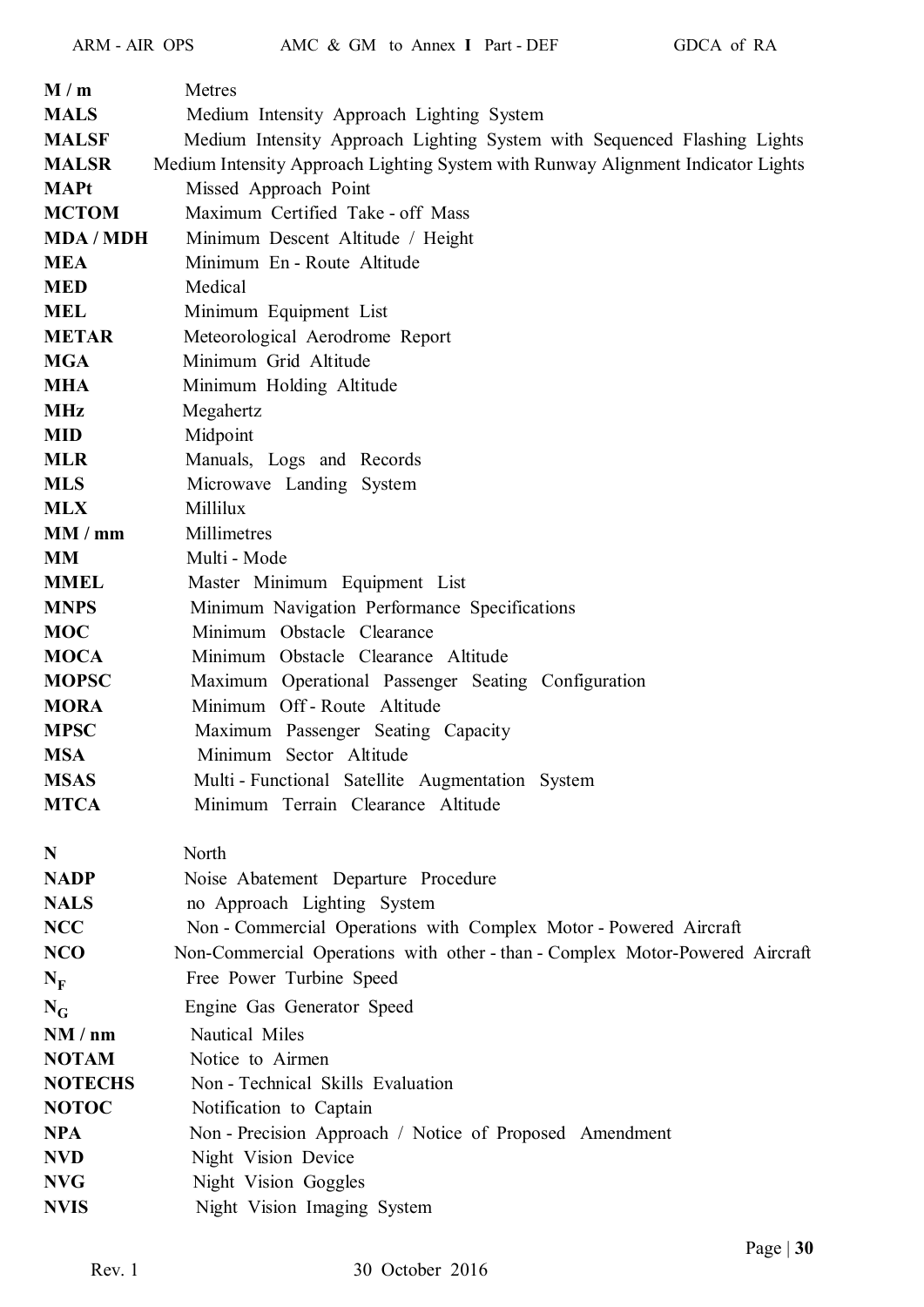| | |
|---|---|
| **M / m** | Metres |
| **MALS** | Medium Intensity Approach Lighting System |
| **MALSF** | Medium Intensity Approach Lighting System with Sequenced Flashing Lights |
| **MALSR** | Medium Intensity Approach Lighting System with Runway Alignment Indicator Lights |
| **MAPt** | Missed Approach Point |
| **MCTOM** | Maximum Certified Take - off Mass |
| **MDA / MDH** | Minimum Descent Altitude / Height |
| **MEA** | Minimum En - Route Altitude |
| **MED** | Medical |
| **MEL** | Minimum Equipment List |
| **METAR** | Meteorological Aerodrome Report |
| **MGA** | Minimum Grid Altitude |
| **MHA** | Minimum Holding Altitude |
| **MHz** | Megahertz |
| **MID** | Midpoint |
| **MLR** | Manuals, Logs and Records |
| **MLS** | Microwave Landing System |
| **MLX** | Millilux |
| **MM / mm** | Millimetres |
| **MM** | Multi - Mode |
| **MMEL** | Master Minimum Equipment List |
| **MNPS** | Minimum Navigation Performance Specifications |
| **MOC** | Minimum Obstacle Clearance |
| **MOCA** | Minimum Obstacle Clearance Altitude |
| **MOPSC** | Maximum Operational Passenger Seating Configuration |
| **MORA** | Minimum Off - Route Altitude |
| **MPSC** | Maximum Passenger Seating Capacity |
| **MSA** | Minimum Sector Altitude |
| **MSAS** | Multi - Functional Satellite Augmentation System |
| **MTCA** | Minimum Terrain Clearance Altitude |
| | |
| **N** | North |
| **NADP** | Noise Abatement Departure Procedure |
| **NALS** | no Approach Lighting System |
| **NCC** | Non - Commercial Operations with Complex Motor - Powered Aircraft |
| **NCO** | Non-Commercial Operations with other - than - Complex Motor-Powered Aircraft |
| **$N_F$** | Free Power Turbine Speed |
| **$N_G$** | Engine Gas Generator Speed |
| **NM / nm** | Nautical Miles |
| **NOTAM** | Notice to Airmen |
| **NOTECHS** | Non - Technical Skills Evaluation |
| **NOTOC** | Notification to Captain |
| **NPA** | Non - Precision Approach / Notice of Proposed Amendment |
| **NVD** | Night Vision Device |
| **NVG** | Night Vision Goggles |
| **NVIS** | Night Vision Imaging System |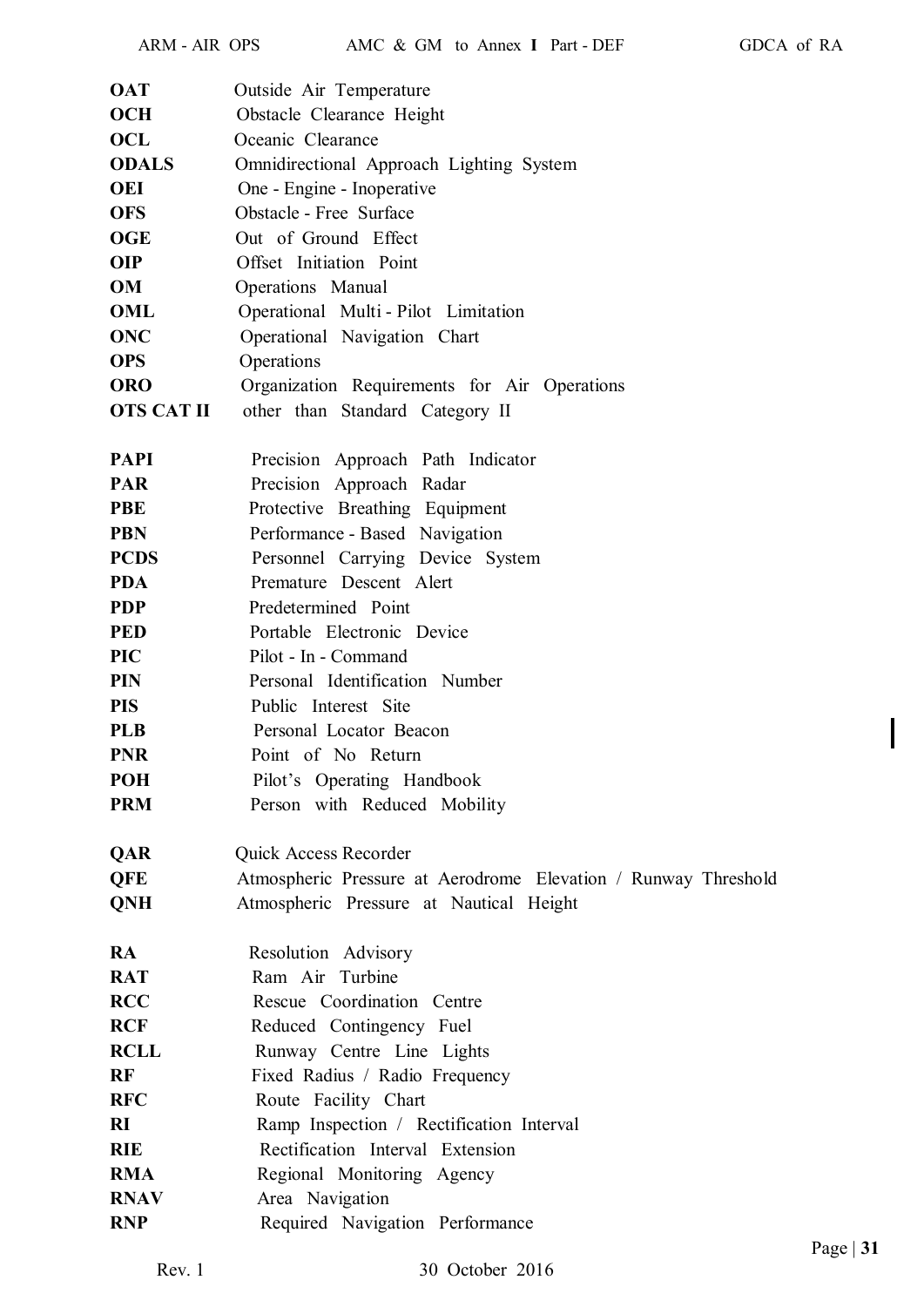| | |
|---|---|
| **OAT** | Outside Air Temperature |
| **OCH** | Obstacle Clearance Height |
| **OCL** | Oceanic Clearance |
| **ODALS** | Omnidirectional Approach Lighting System |
| **OEI** | One - Engine - Inoperative |
| **OFS** | Obstacle - Free Surface |
| **OGE** | Out of Ground Effect |
| **OIP** | Offset Initiation Point |
| **OM** | Operations Manual |
| **OML** | Operational Multi - Pilot Limitation |
| **ONC** | Operational Navigation Chart |
| **OPS** | Operations |
| **ORO** | Organization Requirements for Air Operations |
| **OTS CAT II** | other than Standard Category II |
| | |
| **PAPI** | Precision Approach Path Indicator |
| **PAR** | Precision Approach Radar |
| **PBE** | Protective Breathing Equipment |
| **PBN** | Performance - Based Navigation |
| **PCDS** | Personnel Carrying Device System |
| **PDA** | Premature Descent Alert |
| **PDP** | Predetermined Point |
| **PED** | Portable Electronic Device |
| **PIC** | Pilot - In - Command |
| **PIN** | Personal Identification Number |
| **PIS** | Public Interest Site |
| **PLB** | Personal Locator Beacon |
| **PNR** | Point of No Return |
| **POH** | Pilot's Operating Handbook |
| **PRM** | Person with Reduced Mobility |
| | |
| **QAR** | Quick Access Recorder |
| **QFE** | Atmospheric Pressure at Aerodrome Elevation / Runway Threshold |
| **QNH** | Atmospheric Pressure at Nautical Height |
| | |
| **RA** | Resolution Advisory |
| **RAT** | Ram Air Turbine |
| **RCC** | Rescue Coordination Centre |
| **RCF** | Reduced Contingency Fuel |
| **RCLL** | Runway Centre Line Lights |
| **RF** | Fixed Radius / Radio Frequency |
| **RFC** | Route Facility Chart |
| **RI** | Ramp Inspection / Rectification Interval |
| **RIE** | Rectification Interval Extension |
| **RMA** | Regional Monitoring Agency |
| **RNAV** | Area Navigation |
| **RNP** | Required Navigation Performance |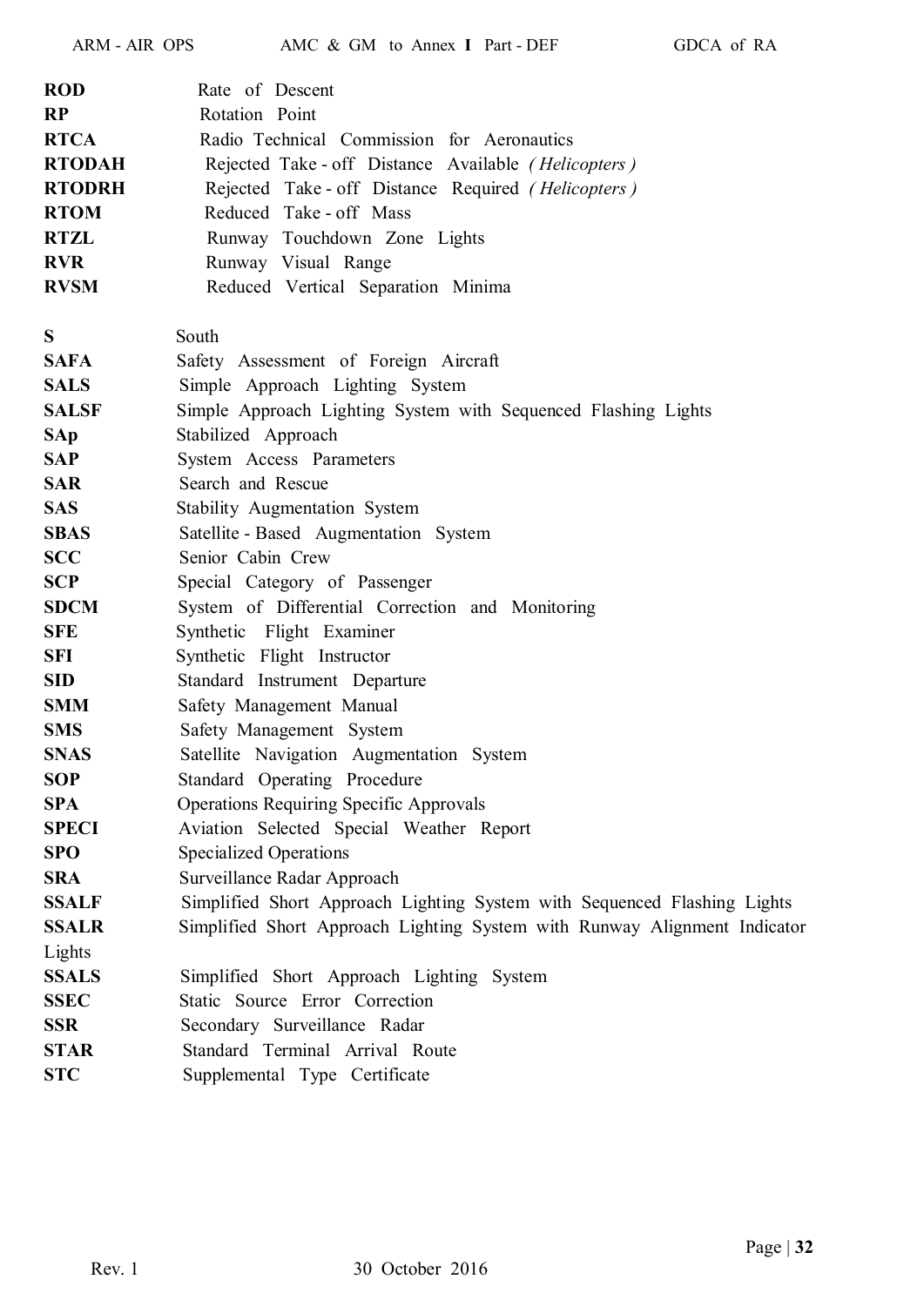| | |
|---|---|
| **ROD** | Rate of Descent |
| **RP** | Rotation Point |
| **RTCA** | Radio Technical Commission for Aeronautics |
| **RTODAH** | Rejected Take - off Distance Available *(Helicopters)* |
| **RTODRH** | Rejected Take - off Distance Required *(Helicopters)* |
| **RTOM** | Reduced Take - off Mass |
| **RTZL** | Runway Touchdown Zone Lights |
| **RVR** | Runway Visual Range |
| **RVSM** | Reduced Vertical Separation Minima |
| | |
| **S** | South |
| **SAFA** | Safety Assessment of Foreign Aircraft |
| **SALS** | Simple Approach Lighting System |
| **SALSF** | Simple Approach Lighting System with Sequenced Flashing Lights |
| **SAp** | Stabilized Approach |
| **SAP** | System Access Parameters |
| **SAR** | Search and Rescue |
| **SAS** | Stability Augmentation System |
| **SBAS** | Satellite - Based Augmentation System |
| **SCC** | Senior Cabin Crew |
| **SCP** | Special Category of Passenger |
| **SDCM** | System of Differential Correction and Monitoring |
| **SFE** | Synthetic Flight Examiner |
| **SFI** | Synthetic Flight Instructor |
| **SID** | Standard Instrument Departure |
| **SMM** | Safety Management Manual |
| **SMS** | Safety Management System |
| **SNAS** | Satellite Navigation Augmentation System |
| **SOP** | Standard Operating Procedure |
| **SPA** | Operations Requiring Specific Approvals |
| **SPECI** | Aviation Selected Special Weather Report |
| **SPO** | Specialized Operations |
| **SRA** | Surveillance Radar Approach |
| **SSALF** | Simplified Short Approach Lighting System with Sequenced Flashing Lights |
| **SSALR** | Simplified Short Approach Lighting System with Runway Alignment Indicator Lights |
| **SSALS** | Simplified Short Approach Lighting System |
| **SSEC** | Static Source Error Correction |
| **SSR** | Secondary Surveillance Radar |
| **STAR** | Standard Terminal Arrival Route |
| **STC** | Supplemental Type Certificate |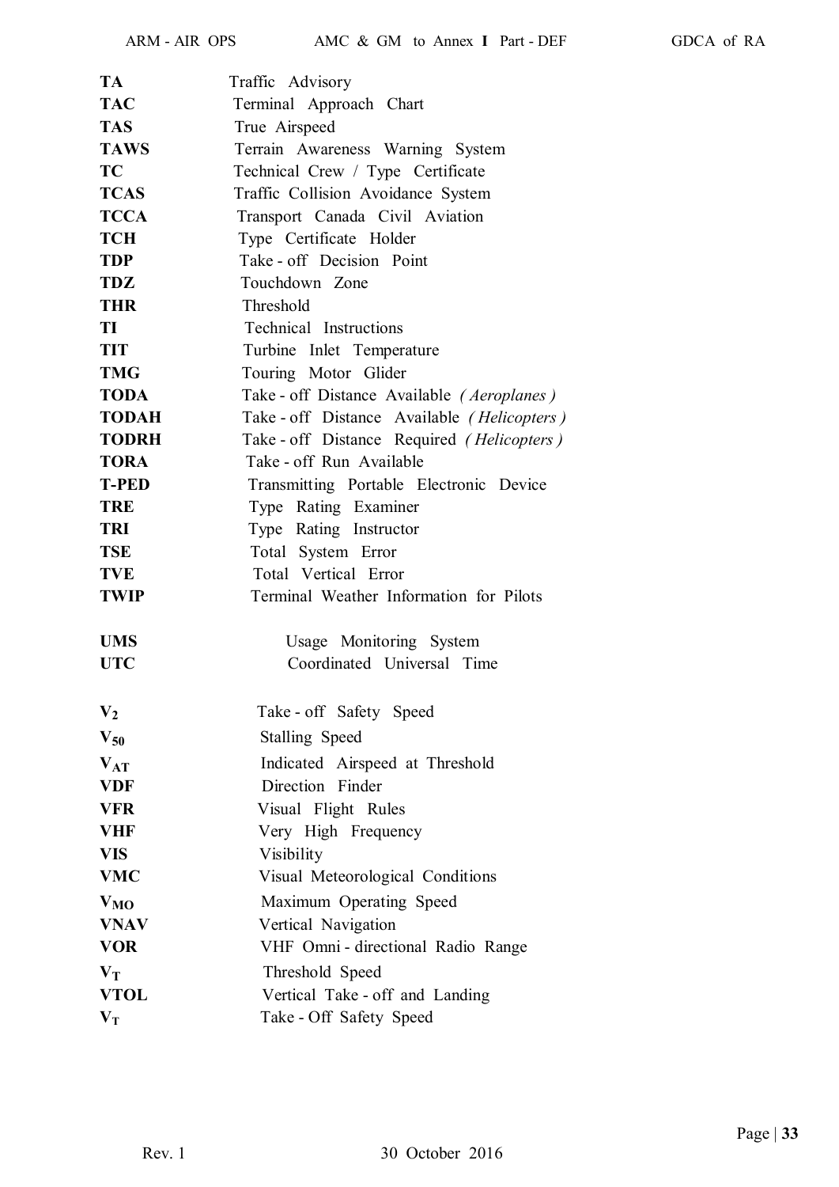| | |
|---|---|
| **TA** | Traffic Advisory |
| **TAC** | Terminal Approach Chart |
| **TAS** | True Airspeed |
| **TAWS** | Terrain Awareness Warning System |
| **TC** | Technical Crew / Type Certificate |
| **TCAS** | Traffic Collision Avoidance System |
| **TCCA** | Transport Canada Civil Aviation |
| **TCH** | Type Certificate Holder |
| **TDP** | Take - off Decision Point |
| **TDZ** | Touchdown Zone |
| **THR** | Threshold |
| **TI** | Technical Instructions |
| **TIT** | Turbine Inlet Temperature |
| **TMG** | Touring Motor Glider |
| **TODA** | Take - off Distance Available *( Aeroplanes )* |
| **TODAH** | Take - off Distance Available *( Helicopters )* |
| **TODRH** | Take - off Distance Required *( Helicopters )* |
| **TORA** | Take - off Run Available |
| **T-PED** | Transmitting Portable Electronic Device |
| **TRE** | Type Rating Examiner |
| **TRI** | Type Rating Instructor |
| **TSE** | Total System Error |
| **TVE** | Total Vertical Error |
| **TWIP** | Terminal Weather Information for Pilots |
| | |
| **UMS** | Usage Monitoring System |
| **UTC** | Coordinated Universal Time |
| | |
| **$V_2$** | Take - off Safety Speed |
| **$V_{50}$** | Stalling Speed |
| **$V_{AT}$** | Indicated Airspeed at Threshold |
| **VDF** | Direction Finder |
| **VFR** | Visual Flight Rules |
| **VHF** | Very High Frequency |
| **VIS** | Visibility |
| **VMC** | Visual Meteorological Conditions |
| **$V_{MO}$** | Maximum Operating Speed |
| **VNAV** | Vertical Navigation |
| **VOR** | VHF Omni - directional Radio Range |
| **$V_T$** | Threshold Speed |
| **VTOL** | Vertical Take - off and Landing |
| **$V_T$** | Take - Off Safety Speed |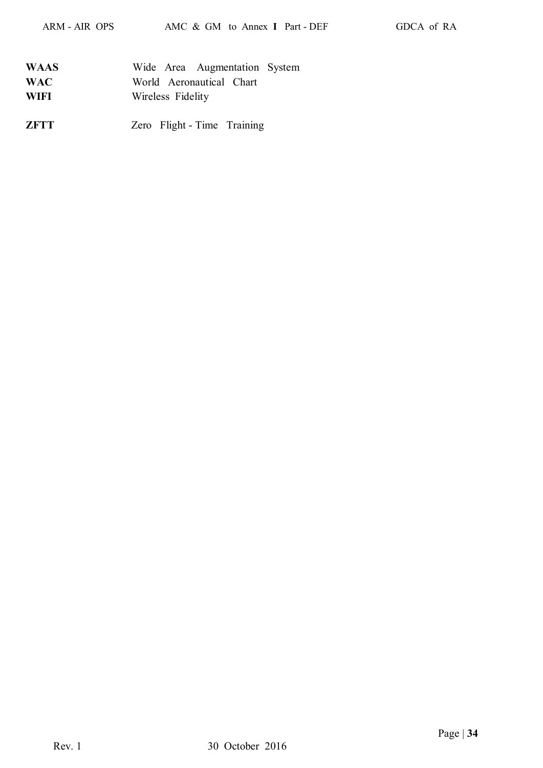| | |
|---|---|
| **WAAS** | Wide Area Augmentation System |
| **WAC** | World Aeronautical Chart |
| **WIFI** | Wireless Fidelity |
| **ZFTT** | Zero Flight - Time Training |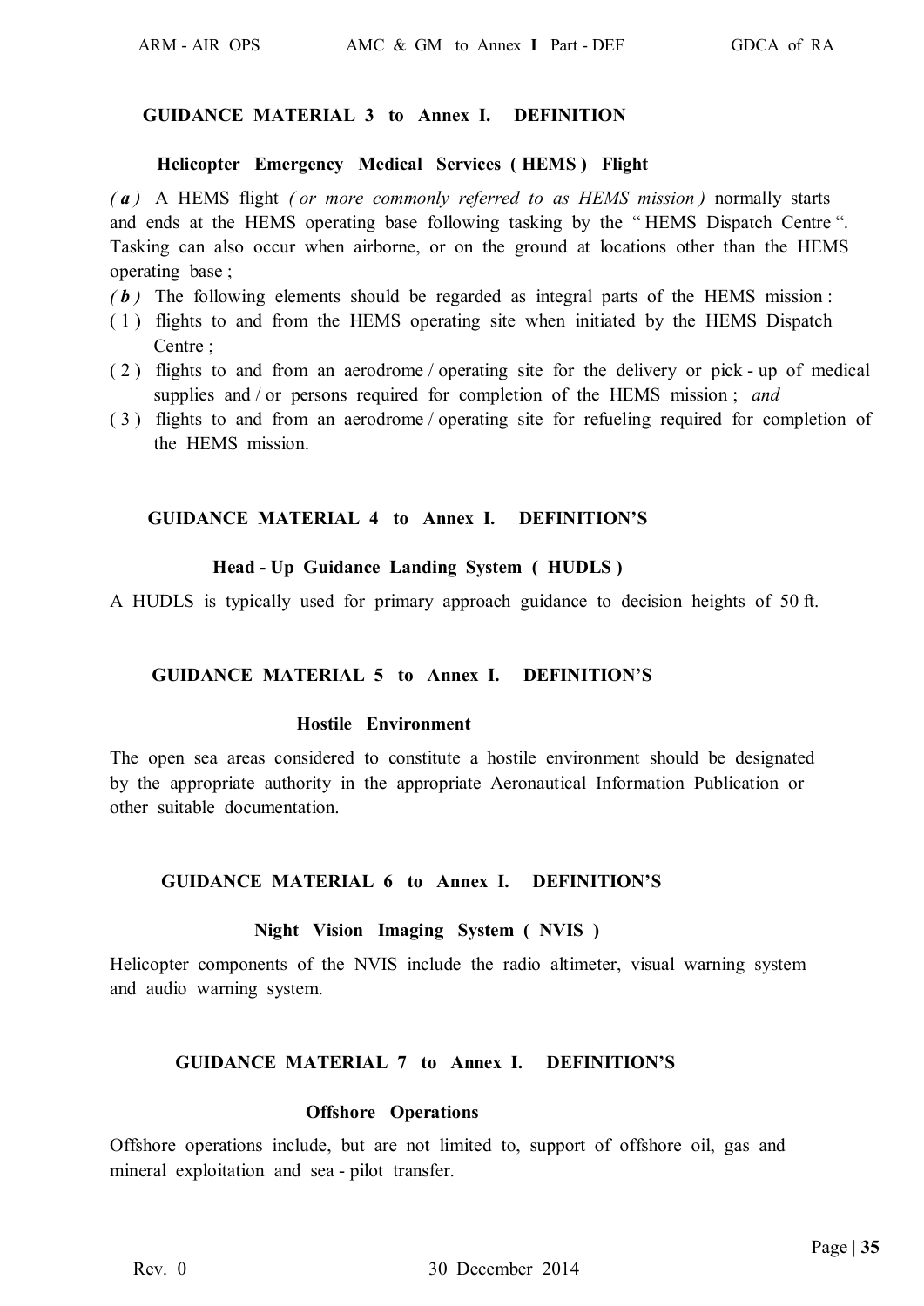## GUIDANCE MATERIAL 3 to Annex I. DEFINITION

### Helicopter Emergency Medical Services ( HEMS ) Flight

***( a )*** A HEMS flight *( or more commonly referred to as HEMS mission )* normally starts and ends at the HEMS operating base following tasking by the " HEMS Dispatch Centre ". Tasking can also occur when airborne, or on the ground at locations other than the HEMS operating base ;

***( b )*** The following elements should be regarded as integral parts of the HEMS mission :

( 1 ) flights to and from the HEMS operating site when initiated by the HEMS Dispatch Centre ;

( 2 ) flights to and from an aerodrome / operating site for the delivery or pick - up of medical supplies and / or persons required for completion of the HEMS mission ; *and*

( 3 ) flights to and from an aerodrome / operating site for refueling required for completion of the HEMS mission.

## GUIDANCE MATERIAL 4 to Annex I. DEFINITION'S

### Head - Up Guidance Landing System ( HUDLS )

A HUDLS is typically used for primary approach guidance to decision heights of 50 ft.

## GUIDANCE MATERIAL 5 to Annex I. DEFINITION'S

### Hostile Environment

The open sea areas considered to constitute a hostile environment should be designated by the appropriate authority in the appropriate Aeronautical Information Publication or other suitable documentation.

## GUIDANCE MATERIAL 6 to Annex I. DEFINITION'S

### Night Vision Imaging System ( NVIS )

Helicopter components of the NVIS include the radio altimeter, visual warning system and audio warning system.

## GUIDANCE MATERIAL 7 to Annex I. DEFINITION'S

### Offshore Operations

Offshore operations include, but are not limited to, support of offshore oil, gas and mineral exploitation and sea - pilot transfer.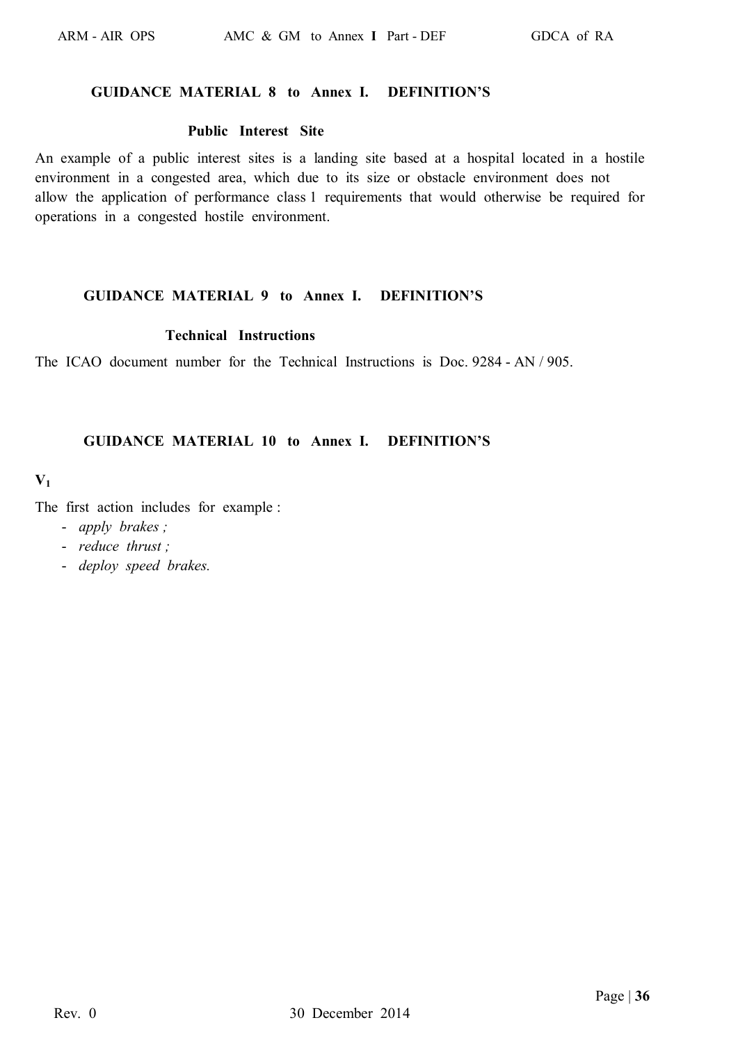## GUIDANCE MATERIAL 8 to Annex I. DEFINITION'S

### Public Interest Site

An example of a public interest sites is a landing site based at a hospital located in a hostile environment in a congested area, which due to its size or obstacle environment does not allow the application of performance class 1 requirements that would otherwise be required for operations in a congested hostile environment.

## GUIDANCE MATERIAL 9 to Annex I. DEFINITION'S

### Technical Instructions

The ICAO document number for the Technical Instructions is Doc. 9284 - AN / 905.

## GUIDANCE MATERIAL 10 to Annex I. DEFINITION'S

**$V_1$**

The first action includes for example :

- *apply brakes ;*
- *reduce thrust ;*
- *deploy speed brakes.*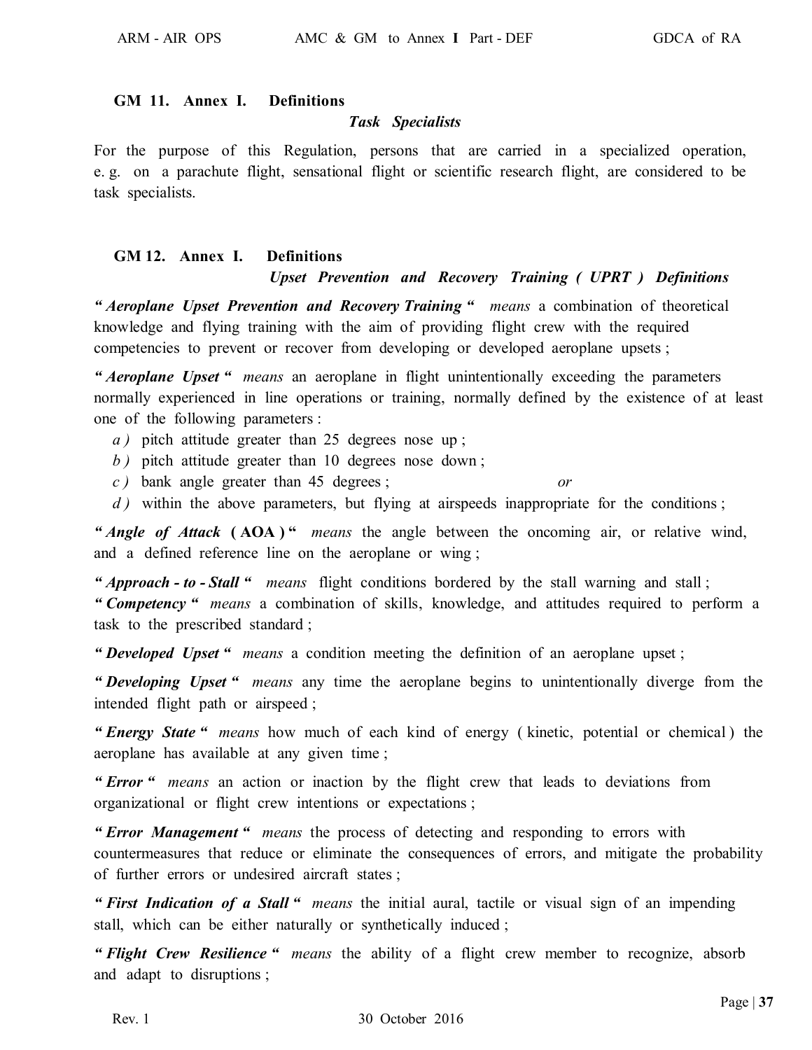## GM 11. Annex I. Definitions

### *Task Specialists*

For the purpose of this Regulation, persons that are carried in a specialized operation, e. g. on a parachute flight, sensational flight or scientific research flight, are considered to be task specialists.

## GM 12. Annex I. Definitions

### *Upset Prevention and Recovery Training ( UPRT ) Definitions*

***" Aeroplane Upset Prevention and Recovery Training "*** *means* a combination of theoretical knowledge and flying training with the aim of providing flight crew with the required competencies to prevent or recover from developing or developed aeroplane upsets ;

***" Aeroplane Upset "*** *means* an aeroplane in flight unintentionally exceeding the parameters normally experienced in line operations or training, normally defined by the existence of at least one of the following parameters :

- *a )* pitch attitude greater than 25 degrees nose up ;
- *b )* pitch attitude greater than 10 degrees nose down ;
- *c )* bank angle greater than 45 degrees ; *or*
- *d )* within the above parameters, but flying at airspeeds inappropriate for the conditions ;

***" Angle of Attack ( AOA ) "*** *means* the angle between the oncoming air, or relative wind, and a defined reference line on the aeroplane or wing ;

***" Approach - to - Stall "*** *means* flight conditions bordered by the stall warning and stall ;

***" Competency "*** *means* a combination of skills, knowledge, and attitudes required to perform a task to the prescribed standard ;

***" Developed Upset "*** *means* a condition meeting the definition of an aeroplane upset ;

***" Developing Upset "*** *means* any time the aeroplane begins to unintentionally diverge from the intended flight path or airspeed ;

***" Energy State "*** *means* how much of each kind of energy ( kinetic, potential or chemical ) the aeroplane has available at any given time ;

***" Error "*** *means* an action or inaction by the flight crew that leads to deviations from organizational or flight crew intentions or expectations ;

***" Error Management "*** *means* the process of detecting and responding to errors with countermeasures that reduce or eliminate the consequences of errors, and mitigate the probability of further errors or undesired aircraft states ;

***" First Indication of a Stall "*** *means* the initial aural, tactile or visual sign of an impending stall, which can be either naturally or synthetically induced ;

***" Flight Crew Resilience "*** *means* the ability of a flight crew member to recognize, absorb and adapt to disruptions ;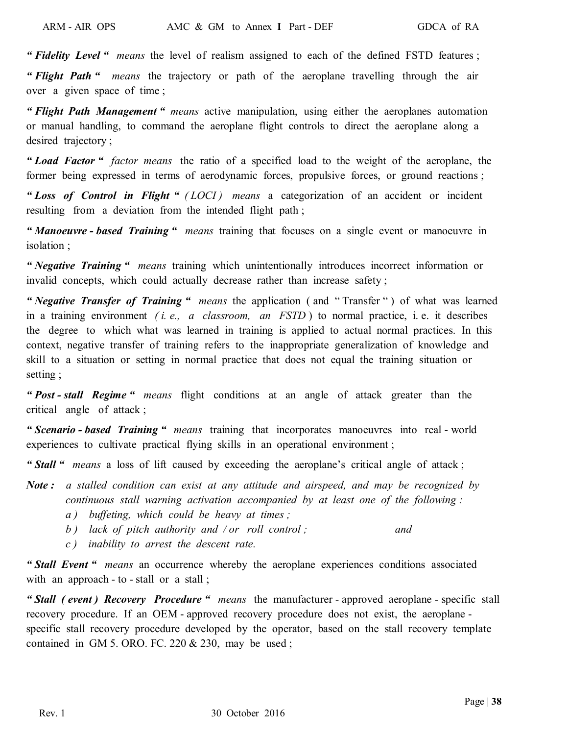*" **Fidelity Level** "* *means* the level of realism assigned to each of the defined FSTD features ;

*" **Flight Path** "* *means* the trajectory or path of the aeroplane travelling through the air over a given space of time ;

*" **Flight Path Management** "* *means* active manipulation, using either the aeroplanes automation or manual handling, to command the aeroplane flight controls to direct the aeroplane along a desired trajectory ;

*" **Load Factor** "* *factor means* the ratio of a specified load to the weight of the aeroplane, the former being expressed in terms of aerodynamic forces, propulsive forces, or ground reactions ;

*" **Loss of Control in Flight** "* *( LOCI ) means* a categorization of an accident or incident resulting from a deviation from the intended flight path ;

*" **Manoeuvre - based Training** "* *means* training that focuses on a single event or manoeuvre in isolation ;

*" **Negative Training** "* *means* training which unintentionally introduces incorrect information or invalid concepts, which could actually decrease rather than increase safety ;

*" **Negative Transfer of Training** "* *means* the application ( and " Transfer " ) of what was learned in a training environment *( i. e., a classroom, an FSTD* ) to normal practice, i. e. it describes the degree to which what was learned in training is applied to actual normal practices. In this context, negative transfer of training refers to the inappropriate generalization of knowledge and skill to a situation or setting in normal practice that does not equal the training situation or setting ;

*" **Post - stall Regime** "* *means* flight conditions at an angle of attack greater than the critical angle of attack ;

*" **Scenario - based Training** "* *means* training that incorporates manoeuvres into real - world experiences to cultivate practical flying skills in an operational environment ;

*" **Stall** "* *means* a loss of lift caused by exceeding the aeroplane's critical angle of attack ;

***Note :*** *a stalled condition can exist at any attitude and airspeed, and may be recognized by continuous stall warning activation accompanied by at least one of the following :*

*a ) buffeting, which could be heavy at times ;*

*b ) lack of pitch authority and / or roll control ; and*

*c ) inability to arrest the descent rate.*

*" **Stall Event** "* *means* an occurrence whereby the aeroplane experiences conditions associated with an approach - to - stall or a stall ;

*" **Stall ( event ) Recovery Procedure** "* *means* the manufacturer - approved aeroplane - specific stall recovery procedure. If an OEM - approved recovery procedure does not exist, the aeroplane - specific stall recovery procedure developed by the operator, based on the stall recovery template contained in GM 5. ORO. FC. 220 & 230, may be used ;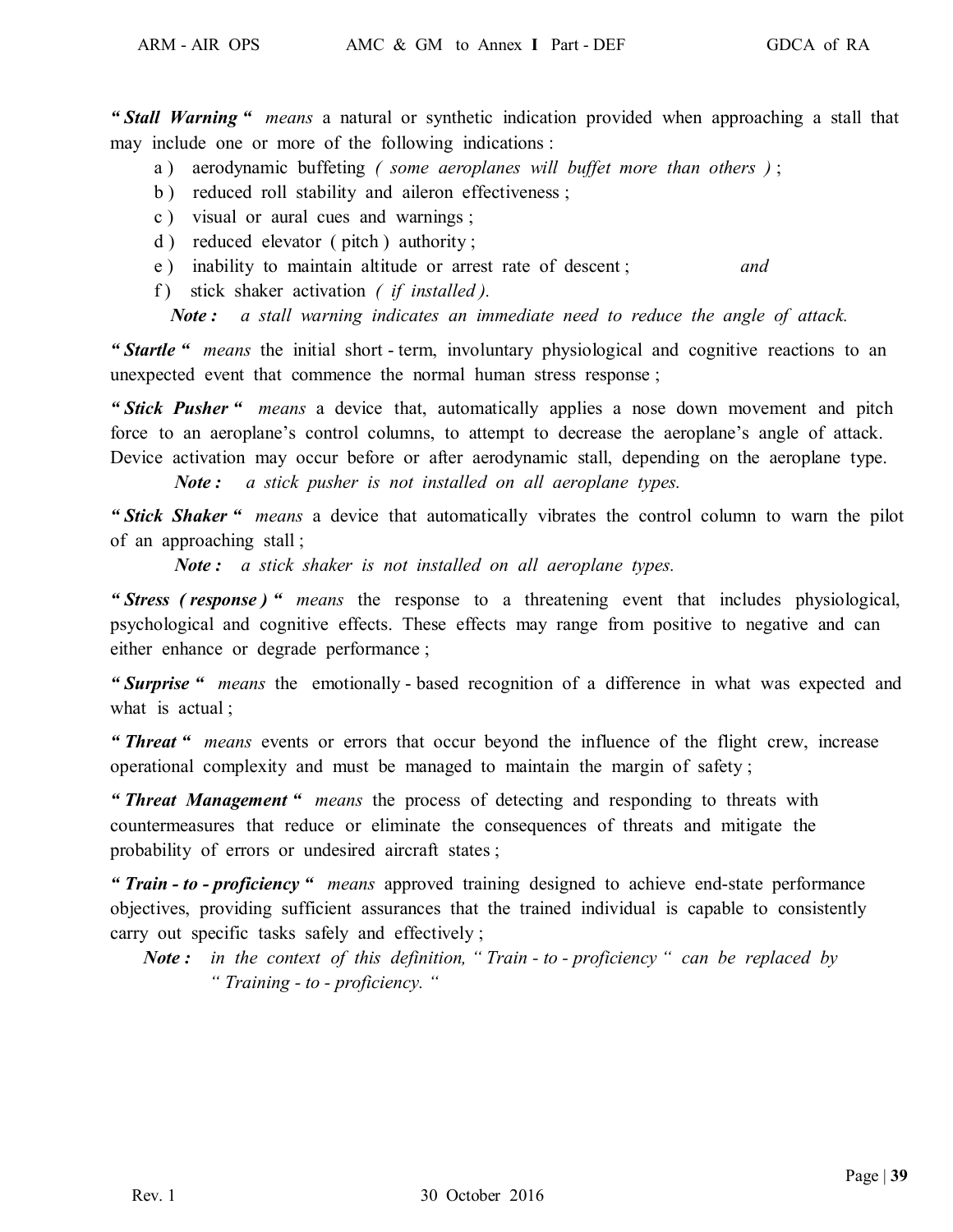**" Stall Warning "** *means* a natural or synthetic indication provided when approaching a stall that may include one or more of the following indications :

a ) aerodynamic buffeting *( some aeroplanes will buffet more than others )* ;

b ) reduced roll stability and aileron effectiveness ;

c ) visual or aural cues and warnings ;

d ) reduced elevator ( pitch ) authority ;

e ) inability to maintain altitude or arrest rate of descent ; *and*

f ) stick shaker activation *( if installed ).*

***Note :*** *a stall warning indicates an immediate need to reduce the angle of attack.*

**" Startle "** *means* the initial short - term, involuntary physiological and cognitive reactions to an unexpected event that commence the normal human stress response ;

**" Stick Pusher "** *means* a device that, automatically applies a nose down movement and pitch force to an aeroplane's control columns, to attempt to decrease the aeroplane's angle of attack. Device activation may occur before or after aerodynamic stall, depending on the aeroplane type.

***Note :*** *a stick pusher is not installed on all aeroplane types.*

**" Stick Shaker "** *means* a device that automatically vibrates the control column to warn the pilot of an approaching stall ;

***Note :*** *a stick shaker is not installed on all aeroplane types.*

**" Stress ( response ) "** *means* the response to a threatening event that includes physiological, psychological and cognitive effects. These effects may range from positive to negative and can either enhance or degrade performance ;

**" Surprise "** *means* the emotionally - based recognition of a difference in what was expected and what is actual ;

**" Threat "** *means* events or errors that occur beyond the influence of the flight crew, increase operational complexity and must be managed to maintain the margin of safety ;

**" Threat Management "** *means* the process of detecting and responding to threats with countermeasures that reduce or eliminate the consequences of threats and mitigate the probability of errors or undesired aircraft states ;

**" Train - to - proficiency "** *means* approved training designed to achieve end-state performance objectives, providing sufficient assurances that the trained individual is capable to consistently carry out specific tasks safely and effectively ;

***Note :*** *in the context of this definition, " Train - to - proficiency " can be replaced by " Training - to - proficiency. "*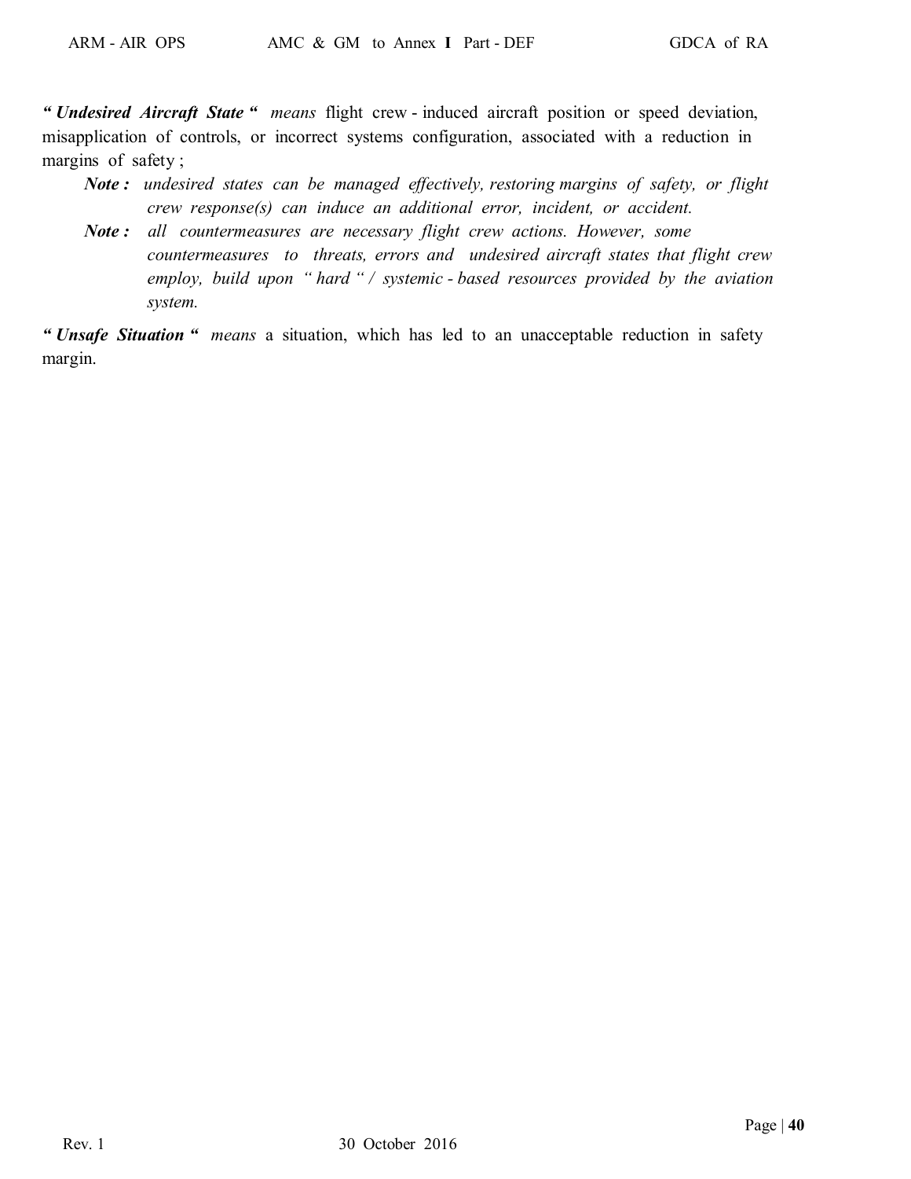***" Undesired Aircraft State "*** *means* flight crew - induced aircraft position or speed deviation, misapplication of controls, or incorrect systems configuration, associated with a reduction in margins of safety ;

> ***Note :*** *undesired states can be managed effectively, restoring margins of safety, or flight crew response(s) can induce an additional error, incident, or accident.*
>
> ***Note :*** *all countermeasures are necessary flight crew actions. However, some countermeasures to threats, errors and undesired aircraft states that flight crew employ, build upon " hard " / systemic - based resources provided by the aviation system.*

***" Unsafe Situation "*** *means* a situation, which has led to an unacceptable reduction in safety margin.